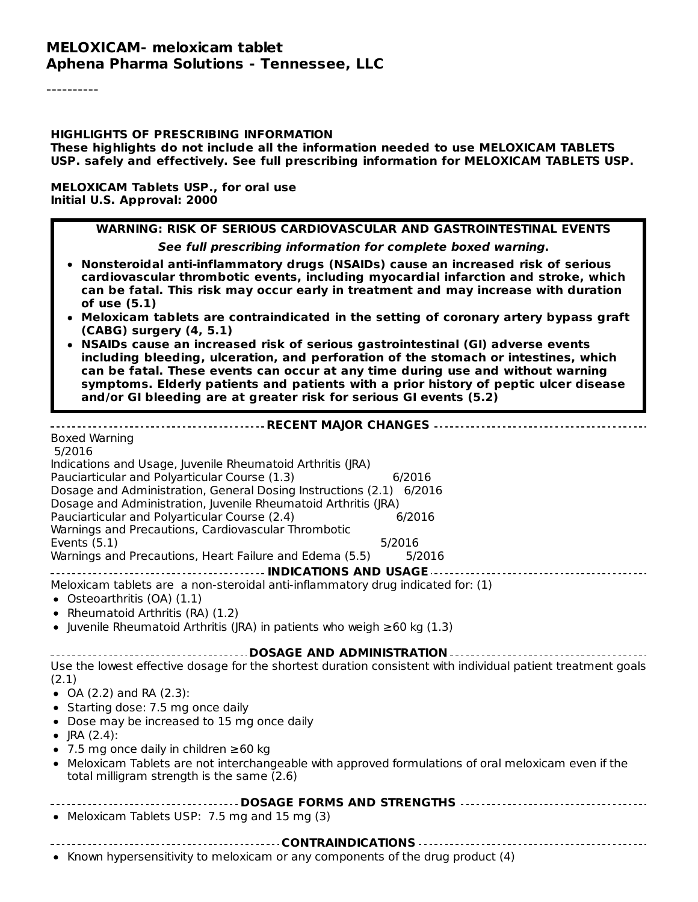# MELOXICAM- meloxicam tablet

## Aphena Pharma Solutions - Tennessee, LLC

----------

**HIGHLIGHTS OF PRESCRIBING INFORMATION**

**These highlights do not include all the information needed to use MELOXICAM TABLETS USP. safely and effectively. See full prescribing information for MELOXICAM TABLETS USP.**

**MELOXICAM Tablets USP., for oral use**
**Initial U.S. Approval: 2000**

**WARNING: RISK OF SERIOUS CARDIOVASCULAR AND GASTROINTESTINAL EVENTS**

***See full prescribing information for complete boxed warning.***

- **Nonsteroidal anti-inflammatory drugs (NSAIDs) cause an increased risk of serious cardiovascular thrombotic events, including myocardial infarction and stroke, which can be fatal. This risk may occur early in treatment and may increase with duration of use (5.1)**
- **Meloxicam tablets are contraindicated in the setting of coronary artery bypass graft (CABG) surgery (4, 5.1)**
- **NSAIDs cause an increased risk of serious gastrointestinal (GI) adverse events including bleeding, ulceration, and perforation of the stomach or intestines, which can be fatal. These events can occur at any time during use and without warning symptoms. Elderly patients and patients with a prior history of peptic ulcer disease and/or GI bleeding are at greater risk for serious GI events (5.2)**

**RECENT MAJOR CHANGES**

| | |
|---|---|
| Boxed Warning | 5/2016 |
| Indications and Usage, Juvenile Rheumatoid Arthritis (JRA) Pauciarticular and Polyarticular Course (1.3) | 6/2016 |
| Dosage and Administration, General Dosing Instructions (2.1) | 6/2016 |
| Dosage and Administration, Juvenile Rheumatoid Arthritis (JRA) Pauciarticular and Polyarticular Course (2.4) | 6/2016 |
| Warnings and Precautions, Cardiovascular Thrombotic Events (5.1) | 5/2016 |
| Warnings and Precautions, Heart Failure and Edema (5.5) | 5/2016 |

**INDICATIONS AND USAGE**

Meloxicam tablets are a non-steroidal anti-inflammatory drug indicated for: (1)

- Osteoarthritis (OA) (1.1)
- Rheumatoid Arthritis (RA) (1.2)
- Juvenile Rheumatoid Arthritis (JRA) in patients who weigh ≥60 kg (1.3)

**DOSAGE AND ADMINISTRATION**

Use the lowest effective dosage for the shortest duration consistent with individual patient treatment goals (2.1)

- OA (2.2) and RA (2.3):
- Starting dose: 7.5 mg once daily
- Dose may be increased to 15 mg once daily
- JRA (2.4):
- 7.5 mg once daily in children ≥60 kg
- Meloxicam Tablets are not interchangeable with approved formulations of oral meloxicam even if the total milligram strength is the same (2.6)

**DOSAGE FORMS AND STRENGTHS**

- Meloxicam Tablets USP: 7.5 mg and 15 mg (3)

**CONTRAINDICATIONS**

- Known hypersensitivity to meloxicam or any components of the drug product (4)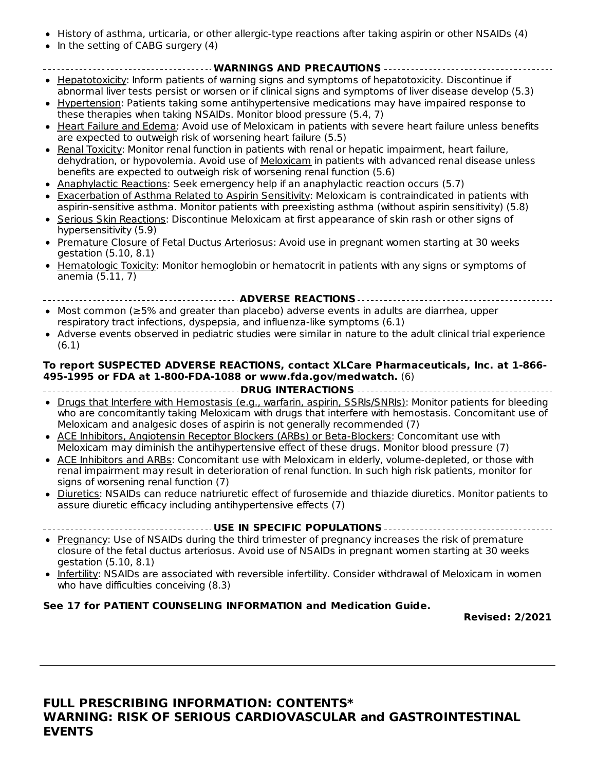- History of asthma, urticaria, or other allergic-type reactions after taking aspirin or other NSAIDs (4)
- In the setting of CABG surgery (4)

## WARNINGS AND PRECAUTIONS

- Hepatotoxicity: Inform patients of warning signs and symptoms of hepatotoxicity. Discontinue if abnormal liver tests persist or worsen or if clinical signs and symptoms of liver disease develop (5.3)
- Hypertension: Patients taking some antihypertensive medications may have impaired response to these therapies when taking NSAIDs. Monitor blood pressure (5.4, 7)
- Heart Failure and Edema: Avoid use of Meloxicam in patients with severe heart failure unless benefits are expected to outweigh risk of worsening heart failure (5.5)
- Renal Toxicity: Monitor renal function in patients with renal or hepatic impairment, heart failure, dehydration, or hypovolemia. Avoid use of Meloxicam in patients with advanced renal disease unless benefits are expected to outweigh risk of worsening renal function (5.6)
- Anaphylactic Reactions: Seek emergency help if an anaphylactic reaction occurs (5.7)
- Exacerbation of Asthma Related to Aspirin Sensitivity: Meloxicam is contraindicated in patients with aspirin-sensitive asthma. Monitor patients with preexisting asthma (without aspirin sensitivity) (5.8)
- Serious Skin Reactions: Discontinue Meloxicam at first appearance of skin rash or other signs of hypersensitivity (5.9)
- Premature Closure of Fetal Ductus Arteriosus: Avoid use in pregnant women starting at 30 weeks gestation (5.10, 8.1)
- Hematologic Toxicity: Monitor hemoglobin or hematocrit in patients with any signs or symptoms of anemia (5.11, 7)

## ADVERSE REACTIONS

- Most common (≥5% and greater than placebo) adverse events in adults are diarrhea, upper respiratory tract infections, dyspepsia, and influenza-like symptoms (6.1)
- Adverse events observed in pediatric studies were similar in nature to the adult clinical trial experience (6.1)

**To report SUSPECTED ADVERSE REACTIONS, contact XLCare Pharmaceuticals, Inc. at 1-866-495-1995 or FDA at 1-800-FDA-1088 or www.fda.gov/medwatch.** (6)

## DRUG INTERACTIONS

- Drugs that Interfere with Hemostasis (e.g., warfarin, aspirin, SSRIs/SNRIs): Monitor patients for bleeding who are concomitantly taking Meloxicam with drugs that interfere with hemostasis. Concomitant use of Meloxicam and analgesic doses of aspirin is not generally recommended (7)
- ACE Inhibitors, Angiotensin Receptor Blockers (ARBs) or Beta-Blockers: Concomitant use with Meloxicam may diminish the antihypertensive effect of these drugs. Monitor blood pressure (7)
- ACE Inhibitors and ARBs: Concomitant use with Meloxicam in elderly, volume-depleted, or those with renal impairment may result in deterioration of renal function. In such high risk patients, monitor for signs of worsening renal function (7)
- Diuretics: NSAIDs can reduce natriuretic effect of furosemide and thiazide diuretics. Monitor patients to assure diuretic efficacy including antihypertensive effects (7)

## USE IN SPECIFIC POPULATIONS

- Pregnancy: Use of NSAIDs during the third trimester of pregnancy increases the risk of premature closure of the fetal ductus arteriosus. Avoid use of NSAIDs in pregnant women starting at 30 weeks gestation (5.10, 8.1)
- Infertility: NSAIDs are associated with reversible infertility. Consider withdrawal of Meloxicam in women who have difficulties conceiving (8.3)

**See 17 for PATIENT COUNSELING INFORMATION and Medication Guide.**

**Revised: 2/2021**

---

# FULL PRESCRIBING INFORMATION: CONTENTS*

# WARNING: RISK OF SERIOUS CARDIOVASCULAR and GASTROINTESTINAL EVENTS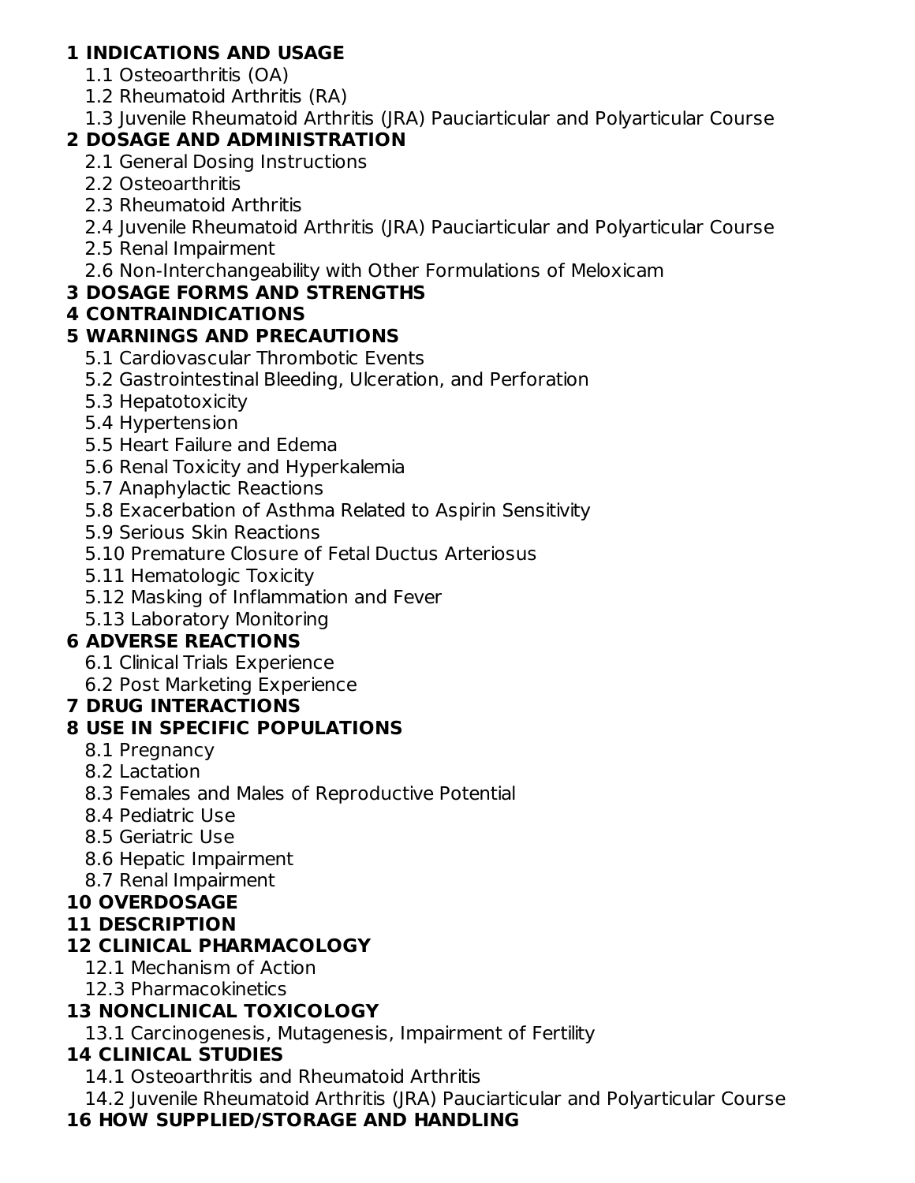**1 INDICATIONS AND USAGE**

- 1.1 Osteoarthritis (OA)
- 1.2 Rheumatoid Arthritis (RA)
- 1.3 Juvenile Rheumatoid Arthritis (JRA) Pauciarticular and Polyarticular Course

**2 DOSAGE AND ADMINISTRATION**

- 2.1 General Dosing Instructions
- 2.2 Osteoarthritis
- 2.3 Rheumatoid Arthritis
- 2.4 Juvenile Rheumatoid Arthritis (JRA) Pauciarticular and Polyarticular Course
- 2.5 Renal Impairment
- 2.6 Non-Interchangeability with Other Formulations of Meloxicam

**3 DOSAGE FORMS AND STRENGTHS**

**4 CONTRAINDICATIONS**

**5 WARNINGS AND PRECAUTIONS**

- 5.1 Cardiovascular Thrombotic Events
- 5.2 Gastrointestinal Bleeding, Ulceration, and Perforation
- 5.3 Hepatotoxicity
- 5.4 Hypertension
- 5.5 Heart Failure and Edema
- 5.6 Renal Toxicity and Hyperkalemia
- 5.7 Anaphylactic Reactions
- 5.8 Exacerbation of Asthma Related to Aspirin Sensitivity
- 5.9 Serious Skin Reactions
- 5.10 Premature Closure of Fetal Ductus Arteriosus
- 5.11 Hematologic Toxicity
- 5.12 Masking of Inflammation and Fever
- 5.13 Laboratory Monitoring

**6 ADVERSE REACTIONS**

- 6.1 Clinical Trials Experience
- 6.2 Post Marketing Experience

**7 DRUG INTERACTIONS**

**8 USE IN SPECIFIC POPULATIONS**

- 8.1 Pregnancy
- 8.2 Lactation
- 8.3 Females and Males of Reproductive Potential
- 8.4 Pediatric Use
- 8.5 Geriatric Use
- 8.6 Hepatic Impairment
- 8.7 Renal Impairment

**10 OVERDOSAGE**

**11 DESCRIPTION**

**12 CLINICAL PHARMACOLOGY**

- 12.1 Mechanism of Action
- 12.3 Pharmacokinetics

**13 NONCLINICAL TOXICOLOGY**

- 13.1 Carcinogenesis, Mutagenesis, Impairment of Fertility

**14 CLINICAL STUDIES**

- 14.1 Osteoarthritis and Rheumatoid Arthritis
- 14.2 Juvenile Rheumatoid Arthritis (JRA) Pauciarticular and Polyarticular Course

**16 HOW SUPPLIED/STORAGE AND HANDLING**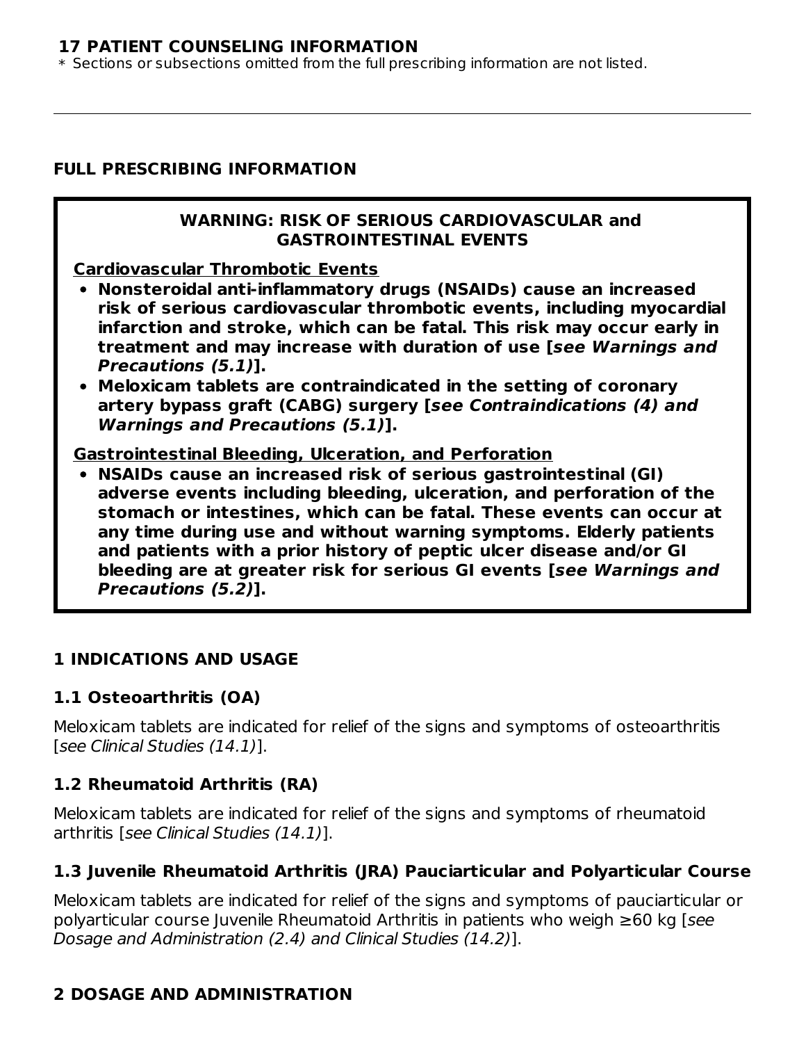**17 PATIENT COUNSELING INFORMATION**

* Sections or subsections omitted from the full prescribing information are not listed.

---

## FULL PRESCRIBING INFORMATION

**WARNING: RISK OF SERIOUS CARDIOVASCULAR and GASTROINTESTINAL EVENTS**

**Cardiovascular Thrombotic Events**

- **Nonsteroidal anti-inflammatory drugs (NSAIDs) cause an increased risk of serious cardiovascular thrombotic events, including myocardial infarction and stroke, which can be fatal. This risk may occur early in treatment and may increase with duration of use [*see Warnings and Precautions (5.1)*].**
- **Meloxicam tablets are contraindicated in the setting of coronary artery bypass graft (CABG) surgery [*see Contraindications (4) and Warnings and Precautions (5.1)*].**

**Gastrointestinal Bleeding, Ulceration, and Perforation**

- **NSAIDs cause an increased risk of serious gastrointestinal (GI) adverse events including bleeding, ulceration, and perforation of the stomach or intestines, which can be fatal. These events can occur at any time during use and without warning symptoms. Elderly patients and patients with a prior history of peptic ulcer disease and/or GI bleeding are at greater risk for serious GI events [*see Warnings and Precautions (5.2)*].**

## 1 INDICATIONS AND USAGE

### 1.1 Osteoarthritis (OA)

Meloxicam tablets are indicated for relief of the signs and symptoms of osteoarthritis [*see Clinical Studies (14.1)*].

### 1.2 Rheumatoid Arthritis (RA)

Meloxicam tablets are indicated for relief of the signs and symptoms of rheumatoid arthritis [*see Clinical Studies (14.1)*].

### 1.3 Juvenile Rheumatoid Arthritis (JRA) Pauciarticular and Polyarticular Course

Meloxicam tablets are indicated for relief of the signs and symptoms of pauciarticular or polyarticular course Juvenile Rheumatoid Arthritis in patients who weigh ≥60 kg [*see Dosage and Administration (2.4) and Clinical Studies (14.2)*].

## 2 DOSAGE AND ADMINISTRATION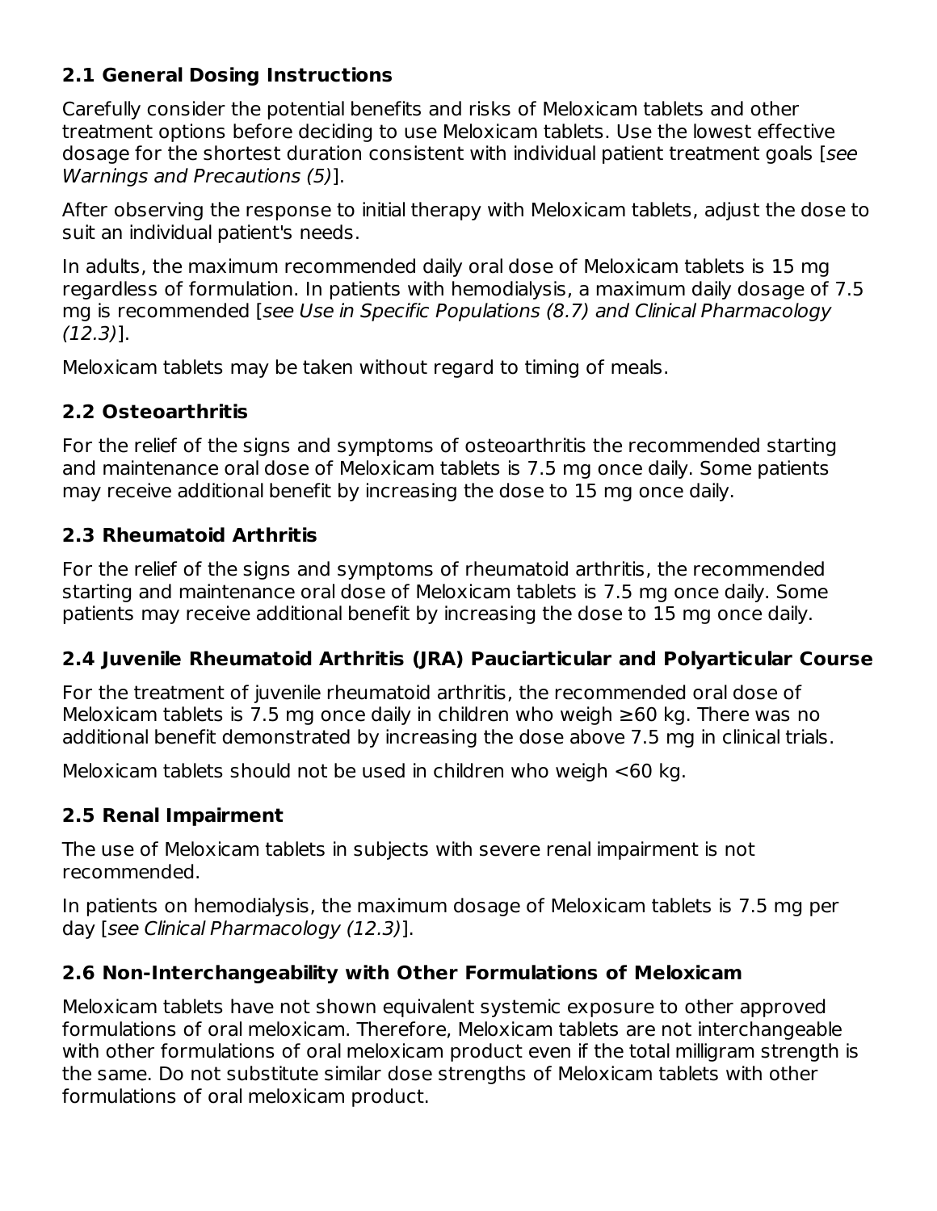### 2.1 General Dosing Instructions

Carefully consider the potential benefits and risks of Meloxicam tablets and other treatment options before deciding to use Meloxicam tablets. Use the lowest effective dosage for the shortest duration consistent with individual patient treatment goals [*see Warnings and Precautions (5)*].

After observing the response to initial therapy with Meloxicam tablets, adjust the dose to suit an individual patient's needs.

In adults, the maximum recommended daily oral dose of Meloxicam tablets is 15 mg regardless of formulation. In patients with hemodialysis, a maximum daily dosage of 7.5 mg is recommended [*see Use in Specific Populations (8.7) and Clinical Pharmacology (12.3)*].

Meloxicam tablets may be taken without regard to timing of meals.

### 2.2 Osteoarthritis

For the relief of the signs and symptoms of osteoarthritis the recommended starting and maintenance oral dose of Meloxicam tablets is 7.5 mg once daily. Some patients may receive additional benefit by increasing the dose to 15 mg once daily.

### 2.3 Rheumatoid Arthritis

For the relief of the signs and symptoms of rheumatoid arthritis, the recommended starting and maintenance oral dose of Meloxicam tablets is 7.5 mg once daily. Some patients may receive additional benefit by increasing the dose to 15 mg once daily.

### 2.4 Juvenile Rheumatoid Arthritis (JRA) Pauciarticular and Polyarticular Course

For the treatment of juvenile rheumatoid arthritis, the recommended oral dose of Meloxicam tablets is 7.5 mg once daily in children who weigh ≥60 kg. There was no additional benefit demonstrated by increasing the dose above 7.5 mg in clinical trials.

Meloxicam tablets should not be used in children who weigh <60 kg.

### 2.5 Renal Impairment

The use of Meloxicam tablets in subjects with severe renal impairment is not recommended.

In patients on hemodialysis, the maximum dosage of Meloxicam tablets is 7.5 mg per day [*see Clinical Pharmacology (12.3)*].

### 2.6 Non-Interchangeability with Other Formulations of Meloxicam

Meloxicam tablets have not shown equivalent systemic exposure to other approved formulations of oral meloxicam. Therefore, Meloxicam tablets are not interchangeable with other formulations of oral meloxicam product even if the total milligram strength is the same. Do not substitute similar dose strengths of Meloxicam tablets with other formulations of oral meloxicam product.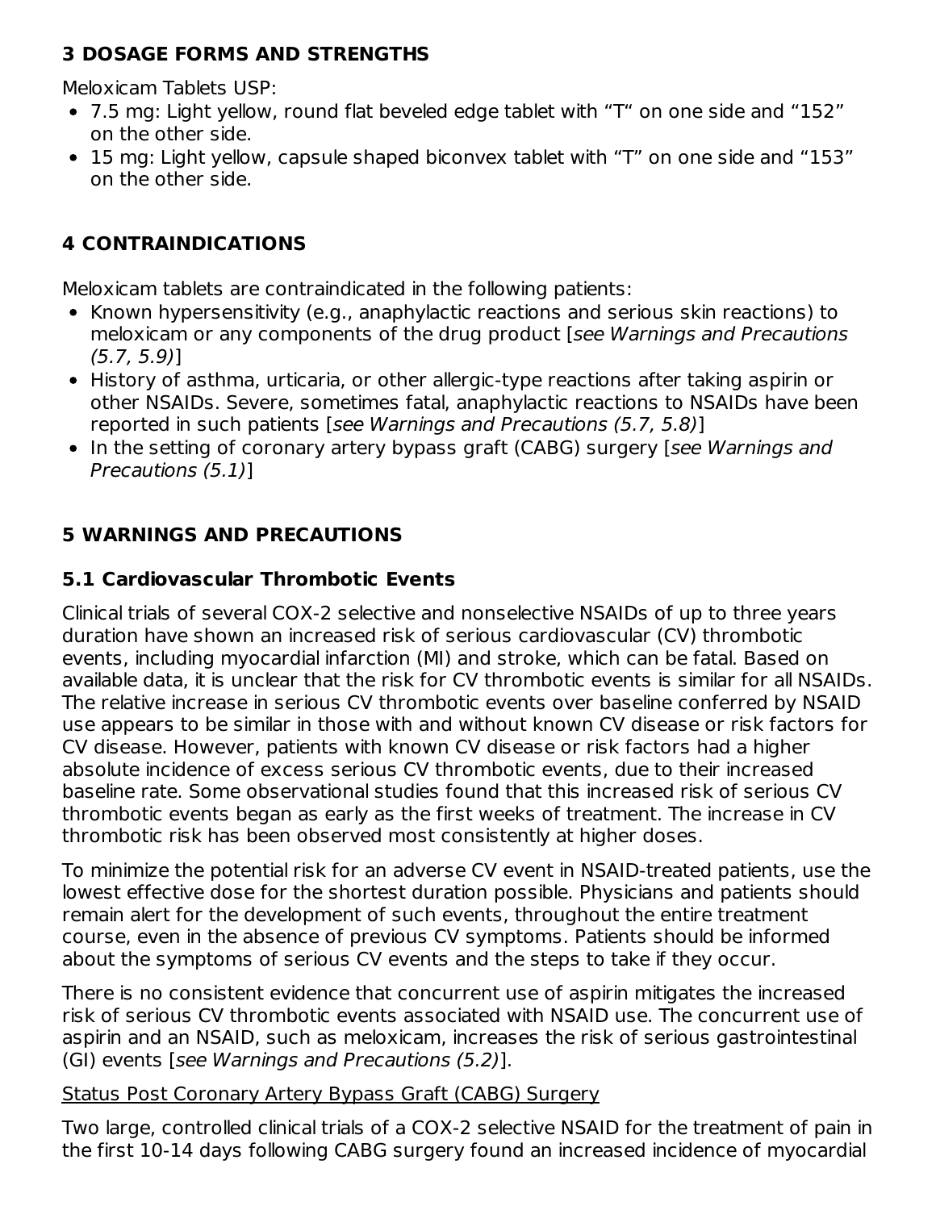## 3 DOSAGE FORMS AND STRENGTHS

Meloxicam Tablets USP:

- 7.5 mg: Light yellow, round flat beveled edge tablet with “T“ on one side and “152” on the other side.
- 15 mg: Light yellow, capsule shaped biconvex tablet with “T” on one side and “153” on the other side.

## 4 CONTRAINDICATIONS

Meloxicam tablets are contraindicated in the following patients:

- Known hypersensitivity (e.g., anaphylactic reactions and serious skin reactions) to meloxicam or any components of the drug product [*see Warnings and Precautions (5.7, 5.9)*]
- History of asthma, urticaria, or other allergic-type reactions after taking aspirin or other NSAIDs. Severe, sometimes fatal, anaphylactic reactions to NSAIDs have been reported in such patients [*see Warnings and Precautions (5.7, 5.8)*]
- In the setting of coronary artery bypass graft (CABG) surgery [*see Warnings and Precautions (5.1)*]

## 5 WARNINGS AND PRECAUTIONS

### 5.1 Cardiovascular Thrombotic Events

Clinical trials of several COX-2 selective and nonselective NSAIDs of up to three years duration have shown an increased risk of serious cardiovascular (CV) thrombotic events, including myocardial infarction (MI) and stroke, which can be fatal. Based on available data, it is unclear that the risk for CV thrombotic events is similar for all NSAIDs. The relative increase in serious CV thrombotic events over baseline conferred by NSAID use appears to be similar in those with and without known CV disease or risk factors for CV disease. However, patients with known CV disease or risk factors had a higher absolute incidence of excess serious CV thrombotic events, due to their increased baseline rate. Some observational studies found that this increased risk of serious CV thrombotic events began as early as the first weeks of treatment. The increase in CV thrombotic risk has been observed most consistently at higher doses.

To minimize the potential risk for an adverse CV event in NSAID-treated patients, use the lowest effective dose for the shortest duration possible. Physicians and patients should remain alert for the development of such events, throughout the entire treatment course, even in the absence of previous CV symptoms. Patients should be informed about the symptoms of serious CV events and the steps to take if they occur.

There is no consistent evidence that concurrent use of aspirin mitigates the increased risk of serious CV thrombotic events associated with NSAID use. The concurrent use of aspirin and an NSAID, such as meloxicam, increases the risk of serious gastrointestinal (GI) events [*see Warnings and Precautions (5.2)*].

Status Post Coronary Artery Bypass Graft (CABG) Surgery

Two large, controlled clinical trials of a COX-2 selective NSAID for the treatment of pain in the first 10-14 days following CABG surgery found an increased incidence of myocardial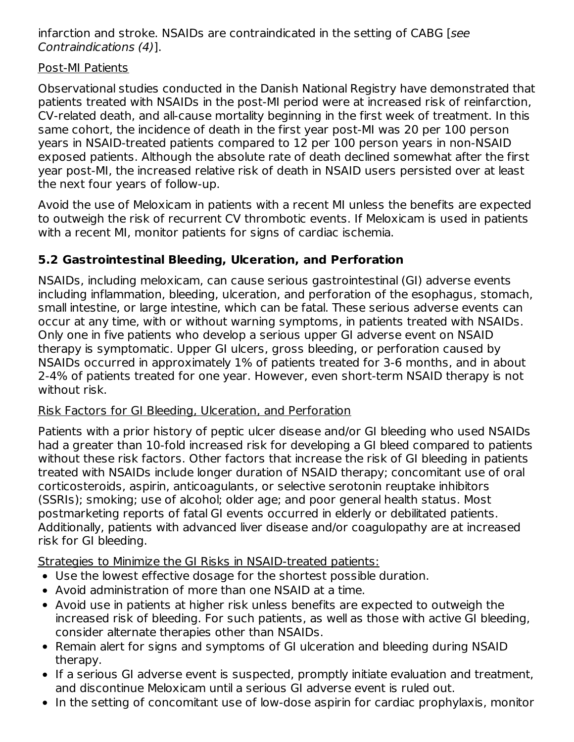infarction and stroke. NSAIDs are contraindicated in the setting of CABG [*see Contraindications (4)*].

<u>Post-MI Patients</u>

Observational studies conducted in the Danish National Registry have demonstrated that patients treated with NSAIDs in the post-MI period were at increased risk of reinfarction, CV-related death, and all-cause mortality beginning in the first week of treatment. In this same cohort, the incidence of death in the first year post-MI was 20 per 100 person years in NSAID-treated patients compared to 12 per 100 person years in non-NSAID exposed patients. Although the absolute rate of death declined somewhat after the first year post-MI, the increased relative risk of death in NSAID users persisted over at least the next four years of follow-up.

Avoid the use of Meloxicam in patients with a recent MI unless the benefits are expected to outweigh the risk of recurrent CV thrombotic events. If Meloxicam is used in patients with a recent MI, monitor patients for signs of cardiac ischemia.

### 5.2 Gastrointestinal Bleeding, Ulceration, and Perforation

NSAIDs, including meloxicam, can cause serious gastrointestinal (GI) adverse events including inflammation, bleeding, ulceration, and perforation of the esophagus, stomach, small intestine, or large intestine, which can be fatal. These serious adverse events can occur at any time, with or without warning symptoms, in patients treated with NSAIDs. Only one in five patients who develop a serious upper GI adverse event on NSAID therapy is symptomatic. Upper GI ulcers, gross bleeding, or perforation caused by NSAIDs occurred in approximately 1% of patients treated for 3-6 months, and in about 2-4% of patients treated for one year. However, even short-term NSAID therapy is not without risk.

<u>Risk Factors for GI Bleeding, Ulceration, and Perforation</u>

Patients with a prior history of peptic ulcer disease and/or GI bleeding who used NSAIDs had a greater than 10-fold increased risk for developing a GI bleed compared to patients without these risk factors. Other factors that increase the risk of GI bleeding in patients treated with NSAIDs include longer duration of NSAID therapy; concomitant use of oral corticosteroids, aspirin, anticoagulants, or selective serotonin reuptake inhibitors (SSRIs); smoking; use of alcohol; older age; and poor general health status. Most postmarketing reports of fatal GI events occurred in elderly or debilitated patients. Additionally, patients with advanced liver disease and/or coagulopathy are at increased risk for GI bleeding.

<u>Strategies to Minimize the GI Risks in NSAID-treated patients:</u>

- Use the lowest effective dosage for the shortest possible duration.
- Avoid administration of more than one NSAID at a time.
- Avoid use in patients at higher risk unless benefits are expected to outweigh the increased risk of bleeding. For such patients, as well as those with active GI bleeding, consider alternate therapies other than NSAIDs.
- Remain alert for signs and symptoms of GI ulceration and bleeding during NSAID therapy.
- If a serious GI adverse event is suspected, promptly initiate evaluation and treatment, and discontinue Meloxicam until a serious GI adverse event is ruled out.
- In the setting of concomitant use of low-dose aspirin for cardiac prophylaxis, monitor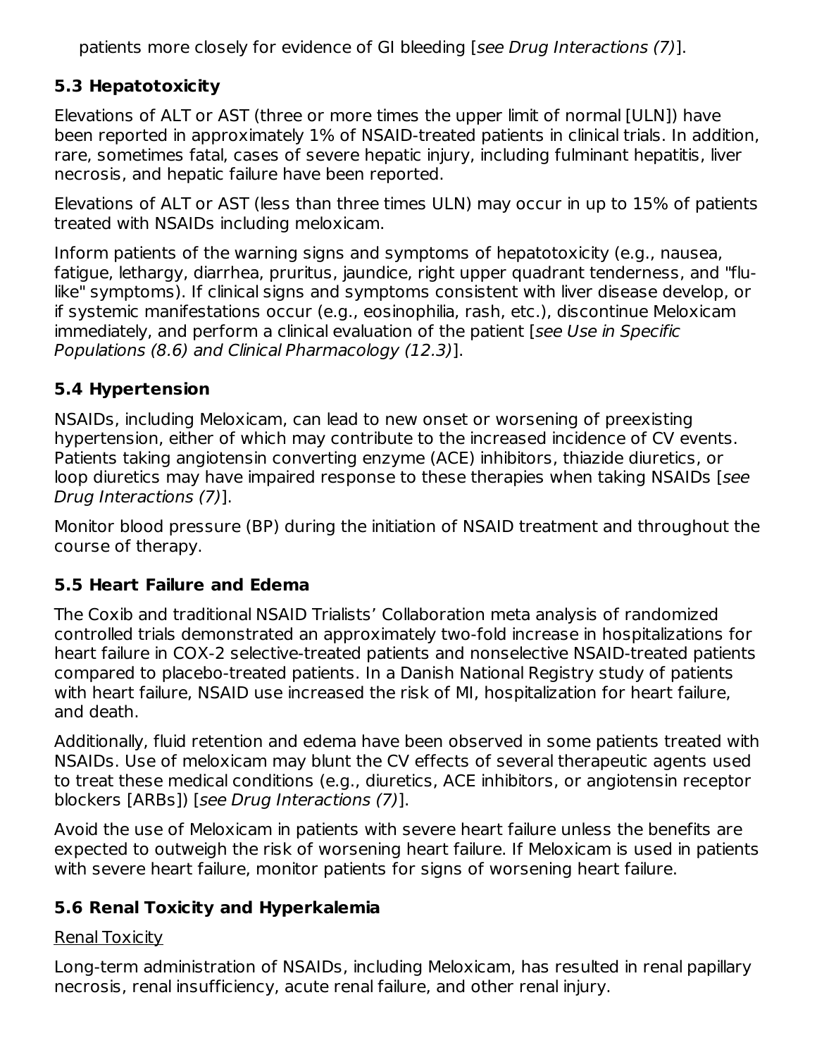patients more closely for evidence of GI bleeding [*see Drug Interactions (7)*].

### 5.3 Hepatotoxicity

Elevations of ALT or AST (three or more times the upper limit of normal [ULN]) have been reported in approximately 1% of NSAID-treated patients in clinical trials. In addition, rare, sometimes fatal, cases of severe hepatic injury, including fulminant hepatitis, liver necrosis, and hepatic failure have been reported.

Elevations of ALT or AST (less than three times ULN) may occur in up to 15% of patients treated with NSAIDs including meloxicam.

Inform patients of the warning signs and symptoms of hepatotoxicity (e.g., nausea, fatigue, lethargy, diarrhea, pruritus, jaundice, right upper quadrant tenderness, and "flu-like" symptoms). If clinical signs and symptoms consistent with liver disease develop, or if systemic manifestations occur (e.g., eosinophilia, rash, etc.), discontinue Meloxicam immediately, and perform a clinical evaluation of the patient [*see Use in Specific Populations (8.6) and Clinical Pharmacology (12.3)*].

### 5.4 Hypertension

NSAIDs, including Meloxicam, can lead to new onset or worsening of preexisting hypertension, either of which may contribute to the increased incidence of CV events. Patients taking angiotensin converting enzyme (ACE) inhibitors, thiazide diuretics, or loop diuretics may have impaired response to these therapies when taking NSAIDs [*see Drug Interactions (7)*].

Monitor blood pressure (BP) during the initiation of NSAID treatment and throughout the course of therapy.

### 5.5 Heart Failure and Edema

The Coxib and traditional NSAID Trialists' Collaboration meta analysis of randomized controlled trials demonstrated an approximately two-fold increase in hospitalizations for heart failure in COX-2 selective-treated patients and nonselective NSAID-treated patients compared to placebo-treated patients. In a Danish National Registry study of patients with heart failure, NSAID use increased the risk of MI, hospitalization for heart failure, and death.

Additionally, fluid retention and edema have been observed in some patients treated with NSAIDs. Use of meloxicam may blunt the CV effects of several therapeutic agents used to treat these medical conditions (e.g., diuretics, ACE inhibitors, or angiotensin receptor blockers [ARBs]) [*see Drug Interactions (7)*].

Avoid the use of Meloxicam in patients with severe heart failure unless the benefits are expected to outweigh the risk of worsening heart failure. If Meloxicam is used in patients with severe heart failure, monitor patients for signs of worsening heart failure.

### 5.6 Renal Toxicity and Hyperkalemia

<u>Renal Toxicity</u>

Long-term administration of NSAIDs, including Meloxicam, has resulted in renal papillary necrosis, renal insufficiency, acute renal failure, and other renal injury.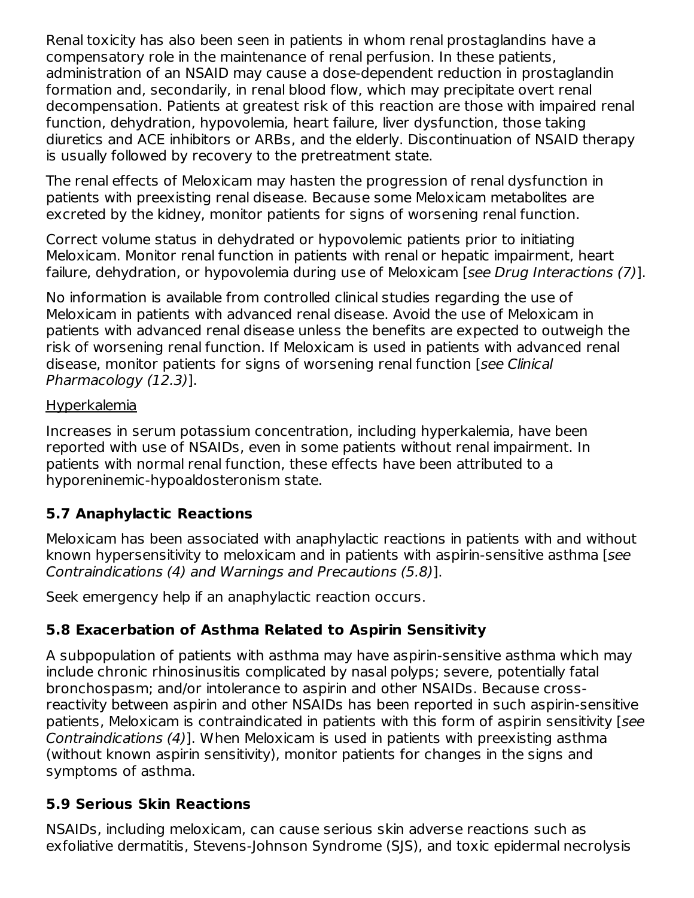Renal toxicity has also been seen in patients in whom renal prostaglandins have a compensatory role in the maintenance of renal perfusion. In these patients, administration of an NSAID may cause a dose-dependent reduction in prostaglandin formation and, secondarily, in renal blood flow, which may precipitate overt renal decompensation. Patients at greatest risk of this reaction are those with impaired renal function, dehydration, hypovolemia, heart failure, liver dysfunction, those taking diuretics and ACE inhibitors or ARBs, and the elderly. Discontinuation of NSAID therapy is usually followed by recovery to the pretreatment state.

The renal effects of Meloxicam may hasten the progression of renal dysfunction in patients with preexisting renal disease. Because some Meloxicam metabolites are excreted by the kidney, monitor patients for signs of worsening renal function.

Correct volume status in dehydrated or hypovolemic patients prior to initiating Meloxicam. Monitor renal function in patients with renal or hepatic impairment, heart failure, dehydration, or hypovolemia during use of Meloxicam [*see Drug Interactions (7)*].

No information is available from controlled clinical studies regarding the use of Meloxicam in patients with advanced renal disease. Avoid the use of Meloxicam in patients with advanced renal disease unless the benefits are expected to outweigh the risk of worsening renal function. If Meloxicam is used in patients with advanced renal disease, monitor patients for signs of worsening renal function [*see Clinical Pharmacology (12.3)*].

Hyperkalemia

Increases in serum potassium concentration, including hyperkalemia, have been reported with use of NSAIDs, even in some patients without renal impairment. In patients with normal renal function, these effects have been attributed to a hyporeninemic-hypoaldosteronism state.

### 5.7 Anaphylactic Reactions

Meloxicam has been associated with anaphylactic reactions in patients with and without known hypersensitivity to meloxicam and in patients with aspirin-sensitive asthma [*see Contraindications (4) and Warnings and Precautions (5.8)*].

Seek emergency help if an anaphylactic reaction occurs.

### 5.8 Exacerbation of Asthma Related to Aspirin Sensitivity

A subpopulation of patients with asthma may have aspirin-sensitive asthma which may include chronic rhinosinusitis complicated by nasal polyps; severe, potentially fatal bronchospasm; and/or intolerance to aspirin and other NSAIDs. Because cross-reactivity between aspirin and other NSAIDs has been reported in such aspirin-sensitive patients, Meloxicam is contraindicated in patients with this form of aspirin sensitivity [*see Contraindications (4)*]. When Meloxicam is used in patients with preexisting asthma (without known aspirin sensitivity), monitor patients for changes in the signs and symptoms of asthma.

### 5.9 Serious Skin Reactions

NSAIDs, including meloxicam, can cause serious skin adverse reactions such as exfoliative dermatitis, Stevens-Johnson Syndrome (SJS), and toxic epidermal necrolysis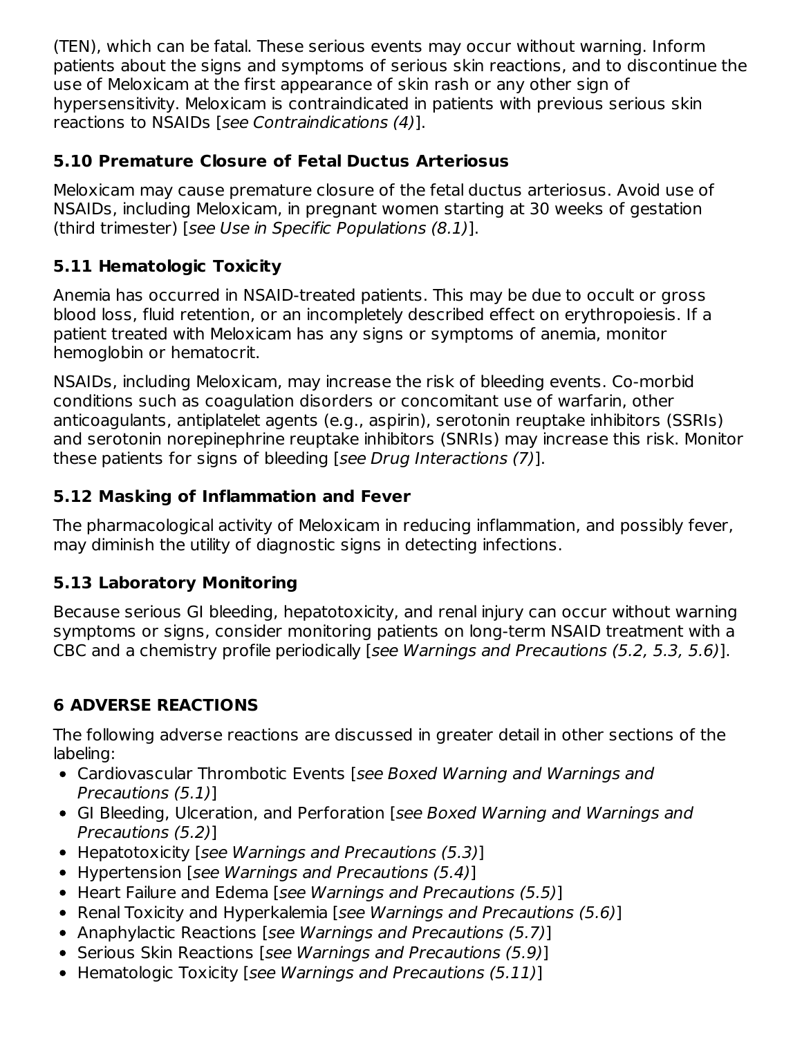(TEN), which can be fatal. These serious events may occur without warning. Inform patients about the signs and symptoms of serious skin reactions, and to discontinue the use of Meloxicam at the first appearance of skin rash or any other sign of hypersensitivity. Meloxicam is contraindicated in patients with previous serious skin reactions to NSAIDs [*see Contraindications (4)*].

### 5.10 Premature Closure of Fetal Ductus Arteriosus

Meloxicam may cause premature closure of the fetal ductus arteriosus. Avoid use of NSAIDs, including Meloxicam, in pregnant women starting at 30 weeks of gestation (third trimester) [*see Use in Specific Populations (8.1)*].

### 5.11 Hematologic Toxicity

Anemia has occurred in NSAID-treated patients. This may be due to occult or gross blood loss, fluid retention, or an incompletely described effect on erythropoiesis. If a patient treated with Meloxicam has any signs or symptoms of anemia, monitor hemoglobin or hematocrit.

NSAIDs, including Meloxicam, may increase the risk of bleeding events. Co-morbid conditions such as coagulation disorders or concomitant use of warfarin, other anticoagulants, antiplatelet agents (e.g., aspirin), serotonin reuptake inhibitors (SSRIs) and serotonin norepinephrine reuptake inhibitors (SNRIs) may increase this risk. Monitor these patients for signs of bleeding [*see Drug Interactions (7)*].

### 5.12 Masking of Inflammation and Fever

The pharmacological activity of Meloxicam in reducing inflammation, and possibly fever, may diminish the utility of diagnostic signs in detecting infections.

### 5.13 Laboratory Monitoring

Because serious GI bleeding, hepatotoxicity, and renal injury can occur without warning symptoms or signs, consider monitoring patients on long-term NSAID treatment with a CBC and a chemistry profile periodically [*see Warnings and Precautions (5.2, 5.3, 5.6)*].

## 6 ADVERSE REACTIONS

The following adverse reactions are discussed in greater detail in other sections of the labeling:

- Cardiovascular Thrombotic Events [*see Boxed Warning and Warnings and Precautions (5.1)*]
- GI Bleeding, Ulceration, and Perforation [*see Boxed Warning and Warnings and Precautions (5.2)*]
- Hepatotoxicity [*see Warnings and Precautions (5.3)*]
- Hypertension [*see Warnings and Precautions (5.4)*]
- Heart Failure and Edema [*see Warnings and Precautions (5.5)*]
- Renal Toxicity and Hyperkalemia [*see Warnings and Precautions (5.6)*]
- Anaphylactic Reactions [*see Warnings and Precautions (5.7)*]
- Serious Skin Reactions [*see Warnings and Precautions (5.9)*]
- Hematologic Toxicity [*see Warnings and Precautions (5.11)*]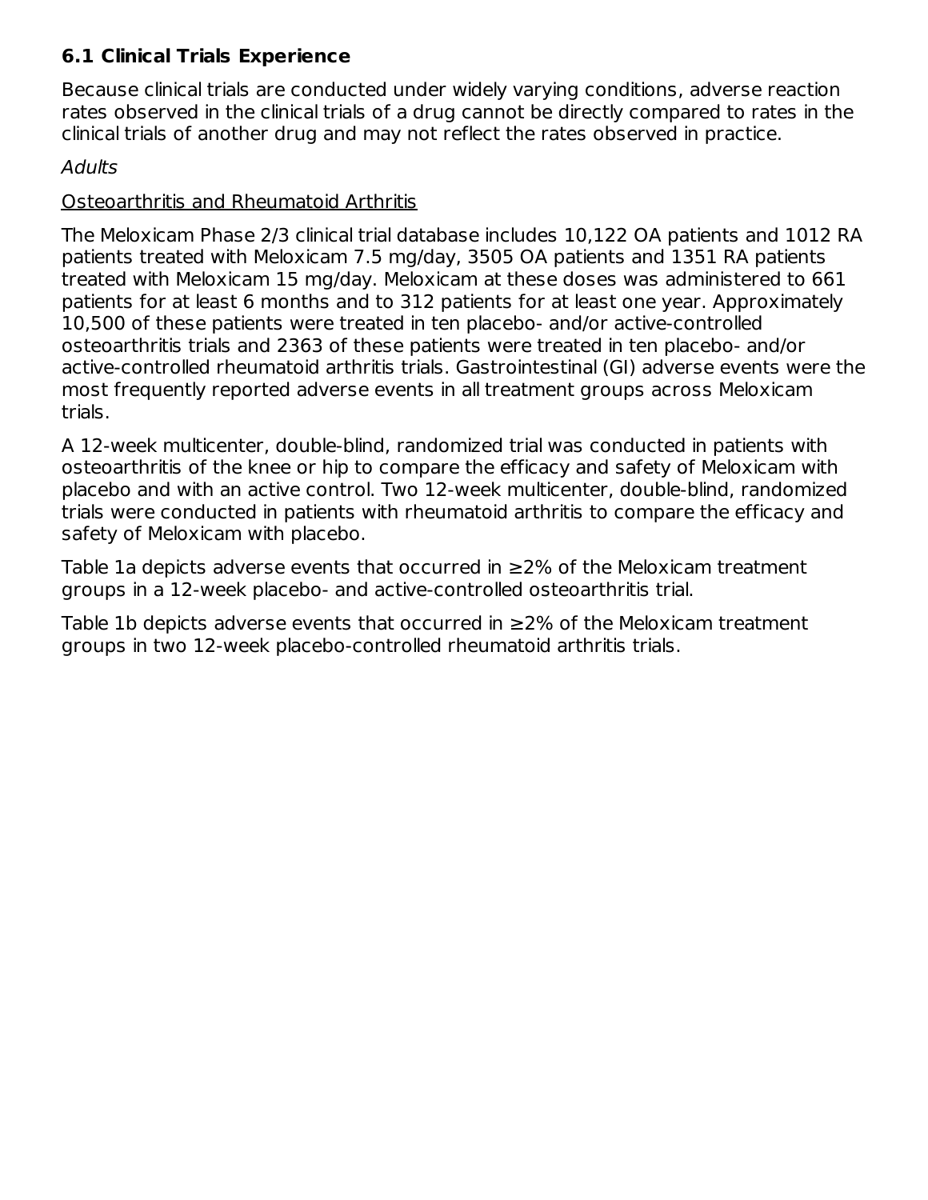### 6.1 Clinical Trials Experience

Because clinical trials are conducted under widely varying conditions, adverse reaction rates observed in the clinical trials of a drug cannot be directly compared to rates in the clinical trials of another drug and may not reflect the rates observed in practice.

*Adults*

Osteoarthritis and Rheumatoid Arthritis

The Meloxicam Phase 2/3 clinical trial database includes 10,122 OA patients and 1012 RA patients treated with Meloxicam 7.5 mg/day, 3505 OA patients and 1351 RA patients treated with Meloxicam 15 mg/day. Meloxicam at these doses was administered to 661 patients for at least 6 months and to 312 patients for at least one year. Approximately 10,500 of these patients were treated in ten placebo- and/or active-controlled osteoarthritis trials and 2363 of these patients were treated in ten placebo- and/or active-controlled rheumatoid arthritis trials. Gastrointestinal (GI) adverse events were the most frequently reported adverse events in all treatment groups across Meloxicam trials.

A 12-week multicenter, double-blind, randomized trial was conducted in patients with osteoarthritis of the knee or hip to compare the efficacy and safety of Meloxicam with placebo and with an active control. Two 12-week multicenter, double-blind, randomized trials were conducted in patients with rheumatoid arthritis to compare the efficacy and safety of Meloxicam with placebo.

Table 1a depicts adverse events that occurred in ≥2% of the Meloxicam treatment groups in a 12-week placebo- and active-controlled osteoarthritis trial.

Table 1b depicts adverse events that occurred in ≥2% of the Meloxicam treatment groups in two 12-week placebo-controlled rheumatoid arthritis trials.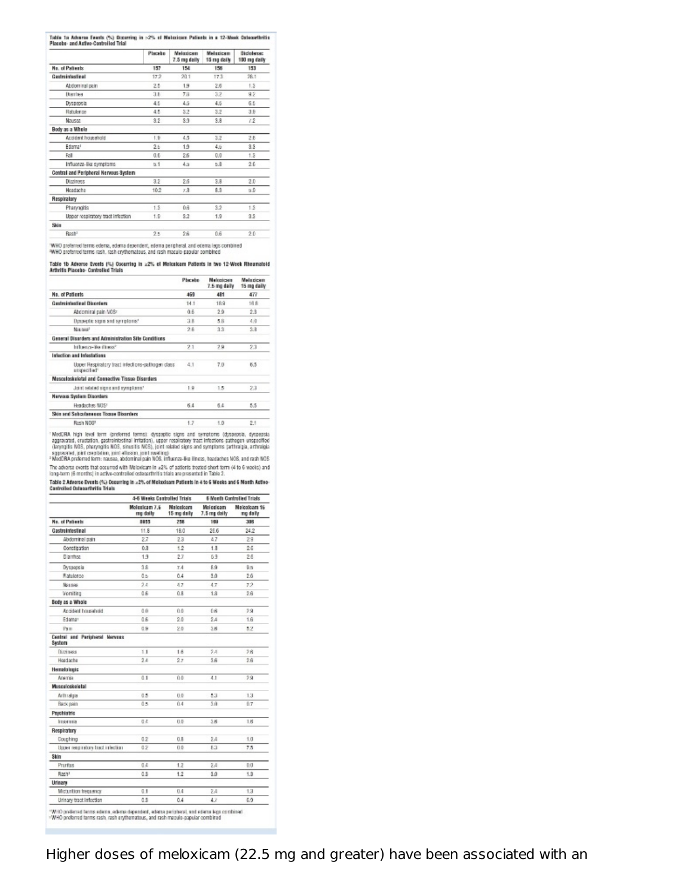**Table 1a Adverse Events (%) Occurring in ≥2% of Meloxicam Patients in a 12-Week Osteoarthritis Placebo- and Active-Controlled Trial**

| | Placebo | Meloxicam 7.5 mg daily | Meloxicam 15 mg daily | Diclofenac 100 mg daily |
|---|---|---|---|---|
| **No. of Patients** | 157 | 154 | 156 | 153 |
| **Gastrointestinal** | 17.2 | 20.1 | 17.3 | 28.1 |
| Abdominal pain | 2.5 | 1.9 | 2.6 | 1.3 |
| Diarrhea | 3.8 | 7.8 | 3.2 | 9.2 |
| Dyspepsia | 4.5 | 4.5 | 4.5 | 6.5 |
| Flatulence | 4.5 | 3.2 | 3.2 | 3.9 |
| Nausea | 3.2 | 3.9 | 3.8 | 7.2 |
| **Body as a Whole** | | | | |
| Accident household | 1.9 | 4.5 | 3.2 | 2.6 |
| Edema[1] | 2.5 | 1.9 | 4.5 | 3.3 |
| Fall | 0.6 | 2.6 | 0.0 | 1.3 |
| Influenza-like symptoms | 5.1 | 4.5 | 5.8 | 2.6 |
| **Central and Peripheral Nervous System** | | | | |
| Dizziness | 3.2 | 2.6 | 3.8 | 2.0 |
| Headache | 10.2 | 7.8 | 8.3 | 5.9 |
| **Respiratory** | | | | |
| Pharyngitis | 1.3 | 0.6 | 3.2 | 1.3 |
| Upper respiratory tract infection | 1.9 | 3.2 | 1.9 | 3.3 |
| **Skin** | | | | |
| Rash[2] | 2.5 | 2.6 | 0.6 | 2.0 |

[1]WHO preferred terms edema, edema dependent, edema peripheral, and edema legs combined
[2]WHO preferred terms rash, rash erythematous, and rash maculo-papular combined

**Table 1b Adverse Events (%) Occurring in ≥2% of Meloxicam Patients in two 12-Week Rheumatoid Arthritis Placebo- Controlled Trials**

| | Placebo | Meloxicam 7.5 mg daily | Meloxicam 15 mg daily |
|---|---|---|---|
| **No. of Patients** | 469 | 481 | 477 |
| **Gastrointestinal Disorders** | 14.1 | 18.9 | 16.8 |
| Abdominal pain NOS[2] | 0.6 | 2.9 | 2.3 |
| Dyspeptic signs and symptoms[1] | 3.8 | 5.8 | 4.0 |
| Nausea[2] | 2.6 | 3.3 | 3.8 |
| **General Disorders and Administration Site Conditions** | | | |
| Influenza-like illness[2] | 2.1 | 2.9 | 2.3 |
| **Infection and Infestations** | | | |
| Upper Respiratory tract infections-pathogen class unspecified[1] | 4.1 | 7.0 | 6.5 |
| **Musculoskeletal and Connective Tissue Disorders** | | | |
| Joint related signs and symptoms[1] | 1.9 | 1.5 | 2.3 |
| **Nervous System Disorders** | | | |
| Headaches NOS[2] | 6.4 | 6.4 | 5.5 |
| **Skin and Subcutaneous Tissue Disorders** | | | |
| Rash NOS[2] | 1.7 | 1.0 | 2.1 |

[1]MedDRA high level term (preferred terms): dyspeptic signs and symptoms (dyspepsia, dyspepsia aggravated, eructation, gastrointestinal irritation), upper respiratory tract infections pathogen unspecified (laryngitis NOS, pharyngitis NOS, sinusitis NOS), joint related signs and symptoms (arthralgia, arthralgia aggravated, joint crepitation, joint effusion, joint swelling)
[2]MedDRA preferred term: nausea, abdominal pain NOS, influenza-like illness, headaches NOS, and rash NOS

The adverse events that occurred with Meloxicam in ≥2% of patients treated short term (4 to 6 weeks) and long-term (6 months) in active-controlled osteoarthritis trials are presented in Table 2.

**Table 2 Adverse Events (%) Occurring in ≥2% of Meloxicam Patients in 4 to 6 Weeks and 6 Month Active-Controlled Osteoarthritis Trials**

| | 4-6 Weeks Controlled Trials | | 6 Month Controlled Trials | |
|---|---|---|---|---|
| | Meloxicam 7.5 mg daily | Meloxicam 15 mg daily | Meloxicam 7.5 mg daily | Meloxicam 15 mg daily |
| **No. of Patients** | 8955 | 256 | 169 | 306 |
| **Gastrointestinal** | 11.8 | 18.0 | 26.6 | 24.2 |
| Abdominal pain | 2.7 | 2.3 | 4.7 | 2.9 |
| Constipation | 0.8 | 1.2 | 1.8 | 2.6 |
| Diarrhea | 1.9 | 2.7 | 5.9 | 2.6 |
| Dyspepsia | 3.8 | 7.4 | 8.9 | 9.5 |
| Flatulence | 0.5 | 0.4 | 3.0 | 2.6 |
| Nausea | 2.4 | 4.7 | 4.7 | 7.2 |
| Vomiting | 0.6 | 0.8 | 1.8 | 2.6 |
| **Body as a Whole** | | | | |
| Accident household | 0.0 | 0.0 | 0.6 | 2.9 |
| Edema[1] | 0.6 | 2.0 | 2.4 | 1.6 |
| Pain | 0.9 | 2.0 | 3.6 | 5.2 |
| **Central and Peripheral Nervous System** | | | | |
| Dizziness | 1.1 | 1.6 | 2.4 | 2.6 |
| Headache | 2.4 | 2.7 | 3.6 | 2.6 |
| **Hematologic** | | | | |
| Anemia | 0.1 | 0.0 | 4.1 | 2.9 |
| **Musculoskeletal** | | | | |
| Arthralgia | 0.5 | 0.0 | 5.3 | 1.3 |
| Back pain | 0.5 | 0.4 | 3.0 | 0.7 |
| **Psychiatric** | | | | |
| Insomnia | 0.4 | 0.0 | 3.6 | 1.6 |
| **Respiratory** | | | | |
| Coughing | 0.2 | 0.8 | 2.4 | 1.0 |
| Upper respiratory tract infection | 0.2 | 0.0 | 8.3 | 7.5 |
| **Skin** | | | | |
| Pruritus | 0.4 | 1.2 | 2.4 | 0.0 |
| Rash[2] | 0.3 | 1.2 | 3.0 | 1.3 |
| **Urinary** | | | | |
| Micturition frequency | 0.1 | 0.4 | 2.4 | 1.3 |
| Urinary tract infection | 0.3 | 0.4 | 4.7 | 6.9 |

[1]WHO preferred terms edema, edema dependent, edema peripheral, and edema legs combined
[2]WHO preferred terms rash, rash erythematous, and rash maculo-papular combined

Higher doses of meloxicam (22.5 mg and greater) have been associated with an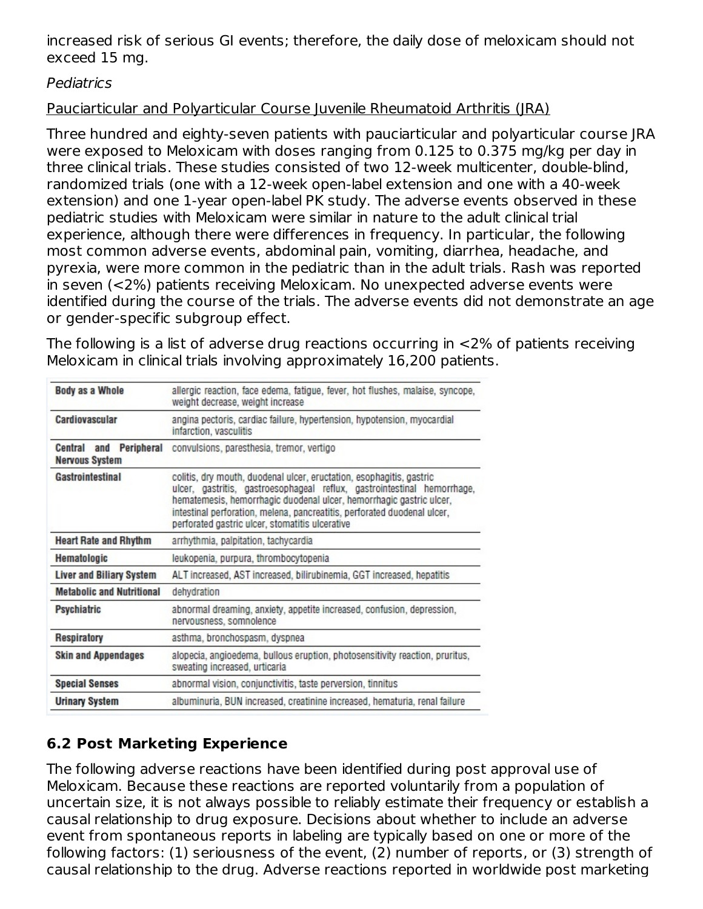increased risk of serious GI events; therefore, the daily dose of meloxicam should not exceed 15 mg.

*Pediatrics*

Pauciarticular and Polyarticular Course Juvenile Rheumatoid Arthritis (JRA)

Three hundred and eighty-seven patients with pauciarticular and polyarticular course JRA were exposed to Meloxicam with doses ranging from 0.125 to 0.375 mg/kg per day in three clinical trials. These studies consisted of two 12-week multicenter, double-blind, randomized trials (one with a 12-week open-label extension and one with a 40-week extension) and one 1-year open-label PK study. The adverse events observed in these pediatric studies with Meloxicam were similar in nature to the adult clinical trial experience, although there were differences in frequency. In particular, the following most common adverse events, abdominal pain, vomiting, diarrhea, headache, and pyrexia, were more common in the pediatric than in the adult trials. Rash was reported in seven (<2%) patients receiving Meloxicam. No unexpected adverse events were identified during the course of the trials. The adverse events did not demonstrate an age or gender-specific subgroup effect.

The following is a list of adverse drug reactions occurring in <2% of patients receiving Meloxicam in clinical trials involving approximately 16,200 patients.

| | |
|---|---|
| **Body as a Whole** | allergic reaction, face edema, fatigue, fever, hot flushes, malaise, syncope, weight decrease, weight increase |
| **Cardiovascular** | angina pectoris, cardiac failure, hypertension, hypotension, myocardial infarction, vasculitis |
| **Central and Peripheral Nervous System** | convulsions, paresthesia, tremor, vertigo |
| **Gastrointestinal** | colitis, dry mouth, duodenal ulcer, eructation, esophagitis, gastric ulcer, gastritis, gastroesophageal reflux, gastrointestinal hemorrhage, hematemesis, hemorrhagic duodenal ulcer, hemorrhagic gastric ulcer, intestinal perforation, melena, pancreatitis, perforated duodenal ulcer, perforated gastric ulcer, stomatitis ulcerative |
| **Heart Rate and Rhythm** | arrhythmia, palpitation, tachycardia |
| **Hematologic** | leukopenia, purpura, thrombocytopenia |
| **Liver and Biliary System** | ALT increased, AST increased, bilirubinemia, GGT increased, hepatitis |
| **Metabolic and Nutritional** | dehydration |
| **Psychiatric** | abnormal dreaming, anxiety, appetite increased, confusion, depression, nervousness, somnolence |
| **Respiratory** | asthma, bronchospasm, dyspnea |
| **Skin and Appendages** | alopecia, angioedema, bullous eruption, photosensitivity reaction, pruritus, sweating increased, urticaria |
| **Special Senses** | abnormal vision, conjunctivitis, taste perversion, tinnitus |
| **Urinary System** | albuminuria, BUN increased, creatinine increased, hematuria, renal failure |

## 6.2 Post Marketing Experience

The following adverse reactions have been identified during post approval use of Meloxicam. Because these reactions are reported voluntarily from a population of uncertain size, it is not always possible to reliably estimate their frequency or establish a causal relationship to drug exposure. Decisions about whether to include an adverse event from spontaneous reports in labeling are typically based on one or more of the following factors: (1) seriousness of the event, (2) number of reports, or (3) strength of causal relationship to the drug. Adverse reactions reported in worldwide post marketing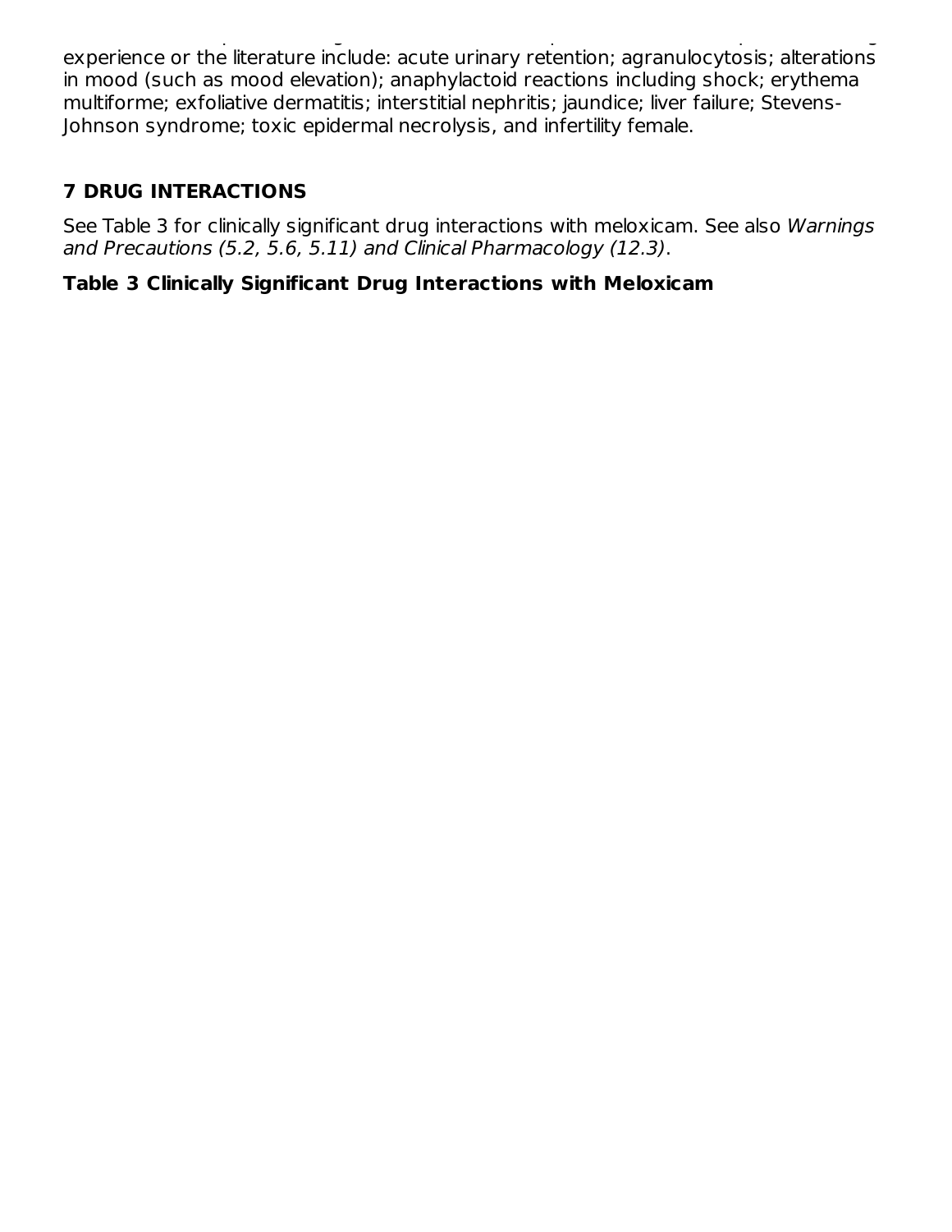experience or the literature include: acute urinary retention; agranulocytosis; alterations in mood (such as mood elevation); anaphylactoid reactions including shock; erythema multiforme; exfoliative dermatitis; interstitial nephritis; jaundice; liver failure; Stevens-Johnson syndrome; toxic epidermal necrolysis, and infertility female.

## 7 DRUG INTERACTIONS

See Table 3 for clinically significant drug interactions with meloxicam. See also *Warnings and Precautions (5.2, 5.6, 5.11) and Clinical Pharmacology (12.3)*.

**Table 3 Clinically Significant Drug Interactions with Meloxicam**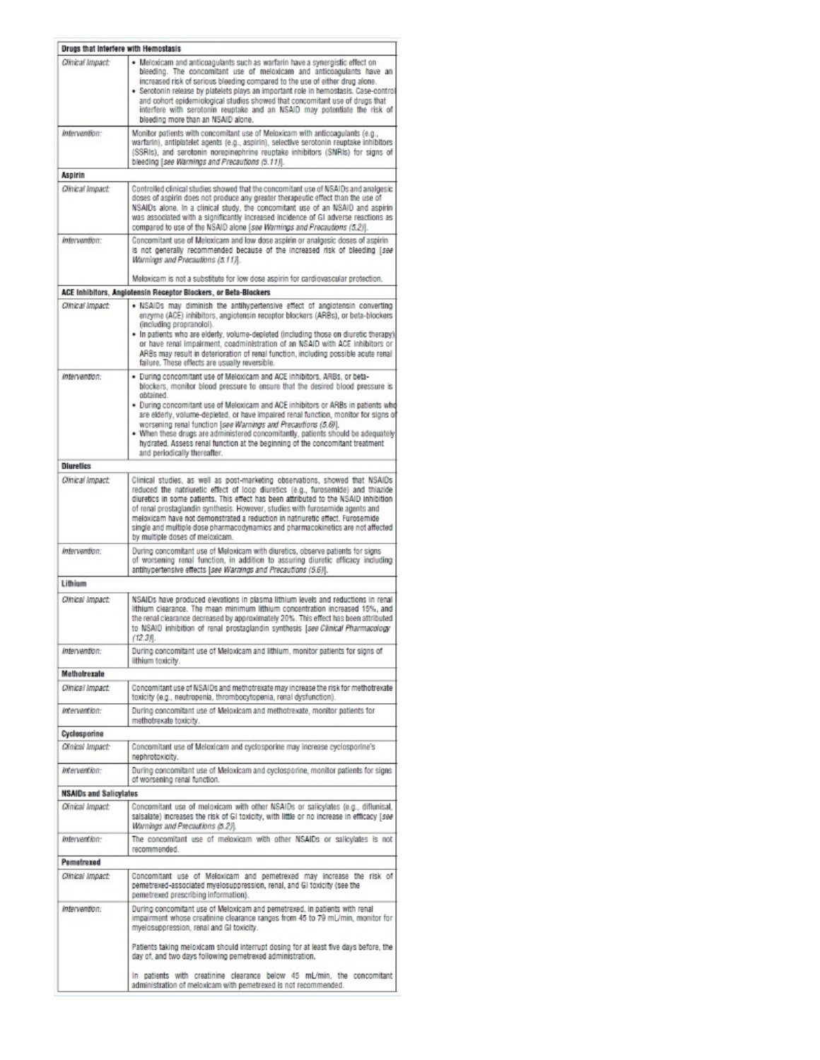| **Drugs that Interfere with Hemostasis** | |
|---|---|
| *Clinical Impact:* | • Meloxicam and anticoagulants such as warfarin have a synergistic effect on bleeding. The concomitant use of meloxicam and anticoagulants have an increased risk of serious bleeding compared to the use of either drug alone.<br>• Serotonin release by platelets plays an important role in hemostasis. Case-control and cohort epidemiological studies showed that concomitant use of drugs that interfere with serotonin reuptake and an NSAID may potentiate the risk of bleeding more than an NSAID alone. |
| *Intervention:* | Monitor patients with concomitant use of Meloxicam with anticoagulants (e.g., warfarin), antiplatelet agents (e.g., aspirin), selective serotonin reuptake inhibitors (SSRIs), and serotonin norepinephrine reuptake inhibitors (SNRIs) for signs of bleeding [*see Warnings and Precautions (5.11)*]. |
| **Aspirin** | |
| *Clinical Impact:* | Controlled clinical studies showed that the concomitant use of NSAIDs and analgesic doses of aspirin does not produce any greater therapeutic effect than the use of NSAIDs alone. In a clinical study, the concomitant use of an NSAID and aspirin was associated with a significantly increased incidence of GI adverse reactions as compared to use of the NSAID alone [*see Warnings and Precautions (5.2)*]. |
| *Intervention:* | Concomitant use of Meloxicam and low dose aspirin or analgesic doses of aspirin is not generally recommended because of the increased risk of bleeding [*see Warnings and Precautions (5.11)*].<br><br>Meloxicam is not a substitute for low dose aspirin for cardiovascular protection. |
| **ACE Inhibitors, Angiotensin Receptor Blockers, or Beta-Blockers** | |
| *Clinical Impact:* | • NSAIDs may diminish the antihypertensive effect of angiotensin converting enzyme (ACE) inhibitors, angiotensin receptor blockers (ARBs), or beta-blockers (including propranolol).<br>• In patients who are elderly, volume-depleted (including those on diuretic therapy) or have renal impairment, coadministration of an NSAID with ACE inhibitors or ARBs may result in deterioration of renal function, including possible acute renal failure. These effects are usually reversible. |
| *Intervention:* | • During concomitant use of Meloxicam and ACE inhibitors, ARBs, or beta-blockers, monitor blood pressure to ensure that the desired blood pressure is obtained.<br>• During concomitant use of Meloxicam and ACE inhibitors or ARBs in patients who are elderly, volume-depleted, or have impaired renal function, monitor for signs of worsening renal function [*see Warnings and Precautions (5.6)*].<br>• When these drugs are administered concomitantly, patients should be adequately hydrated. Assess renal function at the beginning of the concomitant treatment and periodically thereafter. |
| **Diuretics** | |
| *Clinical Impact:* | Clinical studies, as well as post-marketing observations, showed that NSAIDs reduced the natriuretic effect of loop diuretics (e.g., furosemide) and thiazide diuretics in some patients. This effect has been attributed to the NSAID inhibition of renal prostaglandin synthesis. However, studies with furosemide agents and meloxicam have not demonstrated a reduction in natriuretic effect. Furosemide single and multiple dose pharmacodynamics and pharmacokinetics are not affected by multiple doses of meloxicam. |
| *Intervention:* | During concomitant use of Meloxicam with diuretics, observe patients for signs of worsening renal function, in addition to assuring diuretic efficacy including antihypertensive effects [*see Warnings and Precautions (5.6)*]. |
| **Lithium** | |
| *Clinical Impact:* | NSAIDs have produced elevations in plasma lithium levels and reductions in renal lithium clearance. The mean minimum lithium concentration increased 15%, and the renal clearance decreased by approximately 20%. This effect has been attributed to NSAID inhibition of renal prostaglandin synthesis [*see Clinical Pharmacology (12.3)*]. |
| *Intervention:* | During concomitant use of Meloxicam and lithium, monitor patients for signs of lithium toxicity. |
| **Methotrexate** | |
| *Clinical Impact:* | Concomitant use of NSAIDs and methotrexate may increase the risk for methotrexate toxicity (e.g., neutropenia, thrombocytopenia, renal dysfunction). |
| *Intervention:* | During concomitant use of Meloxicam and methotrexate, monitor patients for methotrexate toxicity. |
| **Cyclosporine** | |
| *Clinical Impact:* | Concomitant use of Meloxicam and cyclosporine may increase cyclosporine's nephrotoxicity. |
| *Intervention:* | During concomitant use of Meloxicam and cyclosporine, monitor patients for signs of worsening renal function. |
| **NSAIDs and Salicylates** | |
| *Clinical Impact:* | Concomitant use of meloxicam with other NSAIDs or salicylates (e.g., diflunisal, salsalate) increases the risk of GI toxicity, with little or no increase in efficacy [*see Warnings and Precautions (5.2)*]. |
| *Intervention:* | The concomitant use of meloxicam with other NSAIDs or salicylates is not recommended. |
| **Pemetrexed** | |
| *Clinical Impact:* | Concomitant use of Meloxicam and pemetrexed may increase the risk of pemetrexed-associated myelosuppression, renal, and GI toxicity (see the pemetrexed prescribing information). |
| *Intervention:* | During concomitant use of Meloxicam and pemetrexed, in patients with renal impairment whose creatinine clearance ranges from 45 to 79 mL/min, monitor for myelosuppression, renal and GI toxicity.<br><br>Patients taking meloxicam should interrupt dosing for at least five days before, the day of, and two days following pemetrexed administration.<br><br>In patients with creatinine clearance below 45 mL/min, the concomitant administration of meloxicam with pemetrexed is not recommended. |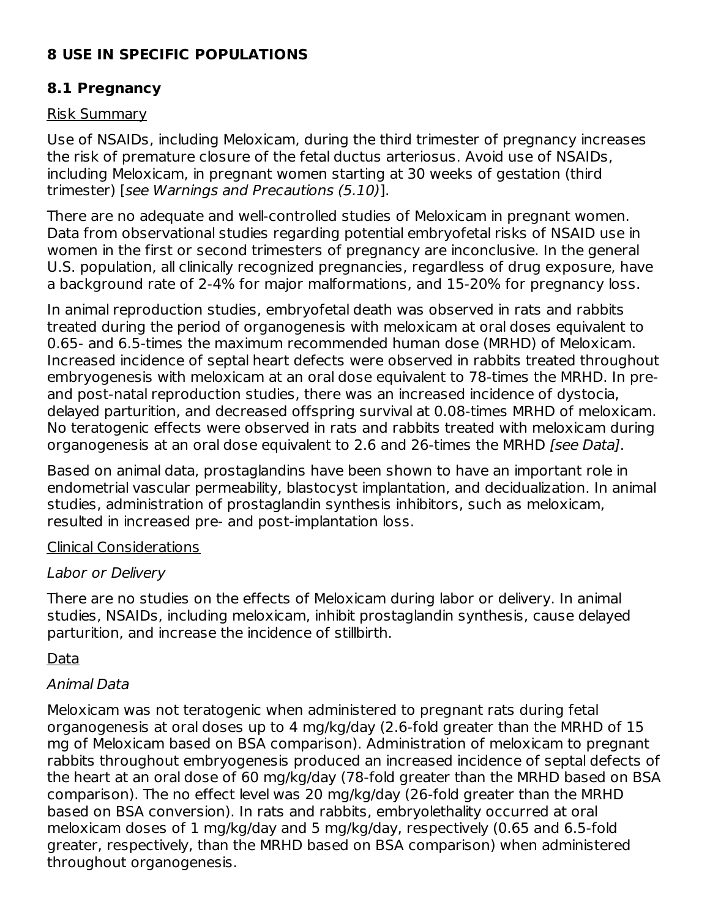## 8 USE IN SPECIFIC POPULATIONS

### 8.1 Pregnancy

Risk Summary

Use of NSAIDs, including Meloxicam, during the third trimester of pregnancy increases the risk of premature closure of the fetal ductus arteriosus. Avoid use of NSAIDs, including Meloxicam, in pregnant women starting at 30 weeks of gestation (third trimester) [*see Warnings and Precautions (5.10)*].

There are no adequate and well-controlled studies of Meloxicam in pregnant women. Data from observational studies regarding potential embryofetal risks of NSAID use in women in the first or second trimesters of pregnancy are inconclusive. In the general U.S. population, all clinically recognized pregnancies, regardless of drug exposure, have a background rate of 2-4% for major malformations, and 15-20% for pregnancy loss.

In animal reproduction studies, embryofetal death was observed in rats and rabbits treated during the period of organogenesis with meloxicam at oral doses equivalent to 0.65- and 6.5-times the maximum recommended human dose (MRHD) of Meloxicam. Increased incidence of septal heart defects were observed in rabbits treated throughout embryogenesis with meloxicam at an oral dose equivalent to 78-times the MRHD. In pre- and post-natal reproduction studies, there was an increased incidence of dystocia, delayed parturition, and decreased offspring survival at 0.08-times MRHD of meloxicam. No teratogenic effects were observed in rats and rabbits treated with meloxicam during organogenesis at an oral dose equivalent to 2.6 and 26-times the MRHD *[see Data]*.

Based on animal data, prostaglandins have been shown to have an important role in endometrial vascular permeability, blastocyst implantation, and decidualization. In animal studies, administration of prostaglandin synthesis inhibitors, such as meloxicam, resulted in increased pre- and post-implantation loss.

Clinical Considerations

*Labor or Delivery*

There are no studies on the effects of Meloxicam during labor or delivery. In animal studies, NSAIDs, including meloxicam, inhibit prostaglandin synthesis, cause delayed parturition, and increase the incidence of stillbirth.

Data

*Animal Data*

Meloxicam was not teratogenic when administered to pregnant rats during fetal organogenesis at oral doses up to 4 mg/kg/day (2.6-fold greater than the MRHD of 15 mg of Meloxicam based on BSA comparison). Administration of meloxicam to pregnant rabbits throughout embryogenesis produced an increased incidence of septal defects of the heart at an oral dose of 60 mg/kg/day (78-fold greater than the MRHD based on BSA comparison). The no effect level was 20 mg/kg/day (26-fold greater than the MRHD based on BSA conversion). In rats and rabbits, embryolethality occurred at oral meloxicam doses of 1 mg/kg/day and 5 mg/kg/day, respectively (0.65 and 6.5-fold greater, respectively, than the MRHD based on BSA comparison) when administered throughout organogenesis.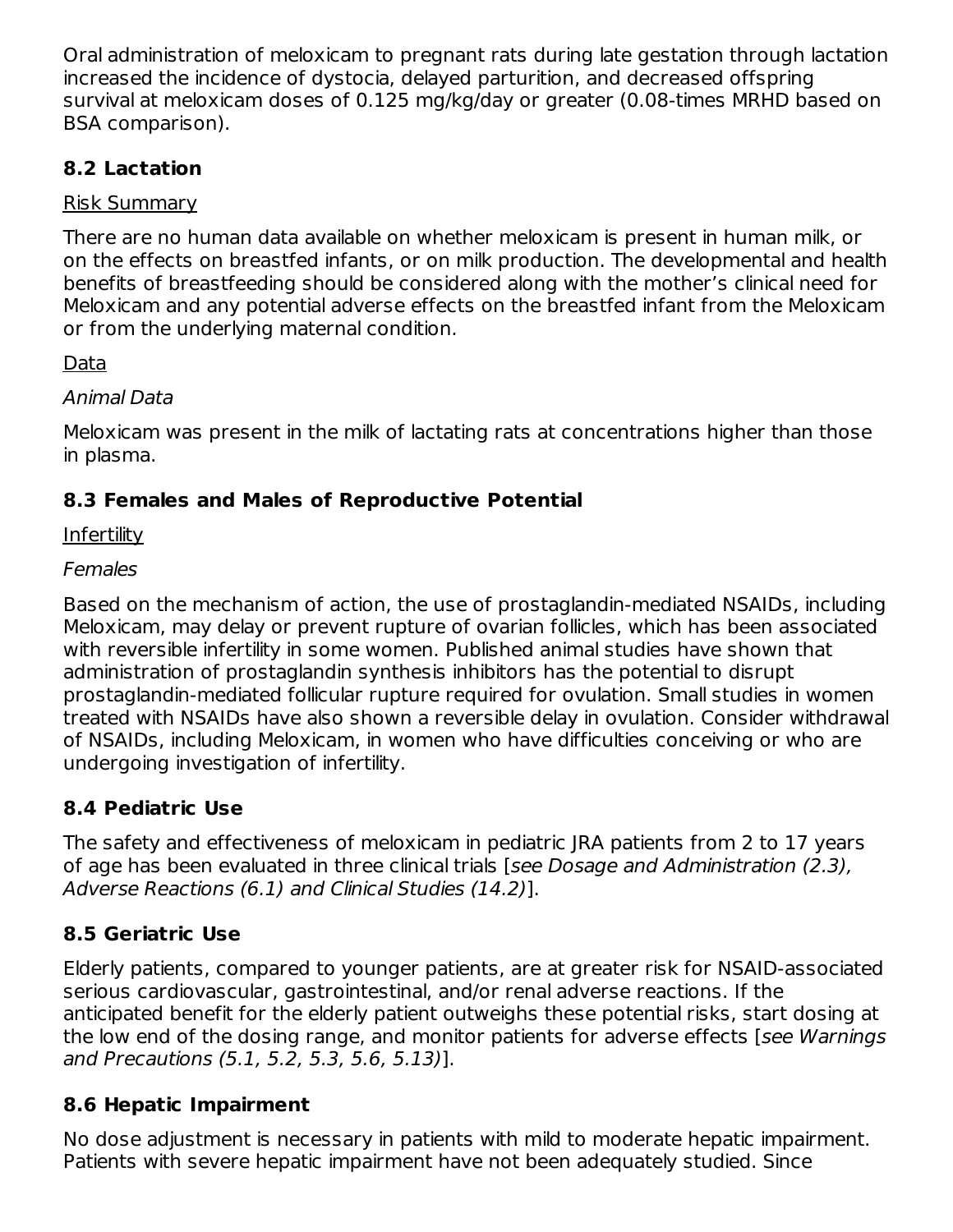Oral administration of meloxicam to pregnant rats during late gestation through lactation increased the incidence of dystocia, delayed parturition, and decreased offspring survival at meloxicam doses of 0.125 mg/kg/day or greater (0.08-times MRHD based on BSA comparison).

### 8.2 Lactation

Risk Summary

There are no human data available on whether meloxicam is present in human milk, or on the effects on breastfed infants, or on milk production. The developmental and health benefits of breastfeeding should be considered along with the mother's clinical need for Meloxicam and any potential adverse effects on the breastfed infant from the Meloxicam or from the underlying maternal condition.

Data

*Animal Data*

Meloxicam was present in the milk of lactating rats at concentrations higher than those in plasma.

### 8.3 Females and Males of Reproductive Potential

Infertility

*Females*

Based on the mechanism of action, the use of prostaglandin-mediated NSAIDs, including Meloxicam, may delay or prevent rupture of ovarian follicles, which has been associated with reversible infertility in some women. Published animal studies have shown that administration of prostaglandin synthesis inhibitors has the potential to disrupt prostaglandin-mediated follicular rupture required for ovulation. Small studies in women treated with NSAIDs have also shown a reversible delay in ovulation. Consider withdrawal of NSAIDs, including Meloxicam, in women who have difficulties conceiving or who are undergoing investigation of infertility.

### 8.4 Pediatric Use

The safety and effectiveness of meloxicam in pediatric JRA patients from 2 to 17 years of age has been evaluated in three clinical trials [*see Dosage and Administration (2.3), Adverse Reactions (6.1) and Clinical Studies (14.2)*].

### 8.5 Geriatric Use

Elderly patients, compared to younger patients, are at greater risk for NSAID-associated serious cardiovascular, gastrointestinal, and/or renal adverse reactions. If the anticipated benefit for the elderly patient outweighs these potential risks, start dosing at the low end of the dosing range, and monitor patients for adverse effects [*see Warnings and Precautions (5.1, 5.2, 5.3, 5.6, 5.13)*].

### 8.6 Hepatic Impairment

No dose adjustment is necessary in patients with mild to moderate hepatic impairment. Patients with severe hepatic impairment have not been adequately studied. Since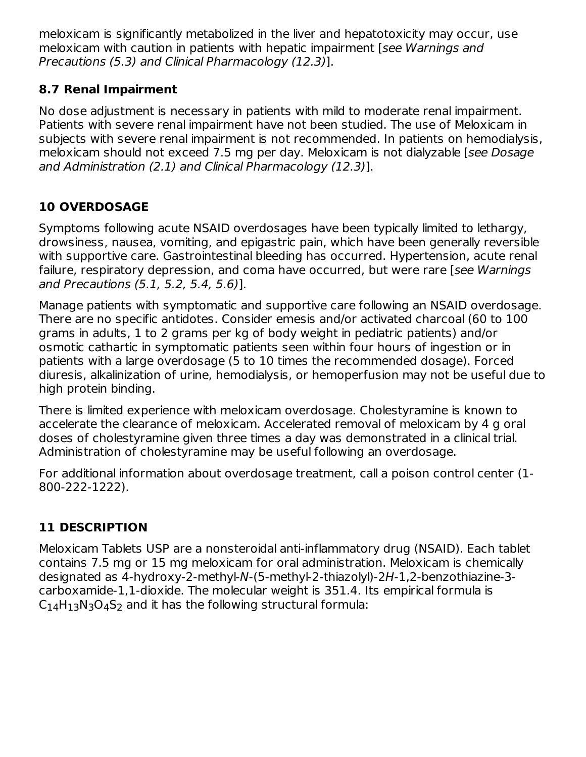meloxicam is significantly metabolized in the liver and hepatotoxicity may occur, use meloxicam with caution in patients with hepatic impairment [*see Warnings and Precautions (5.3) and Clinical Pharmacology (12.3)*].

### 8.7 Renal Impairment

No dose adjustment is necessary in patients with mild to moderate renal impairment. Patients with severe renal impairment have not been studied. The use of Meloxicam in subjects with severe renal impairment is not recommended. In patients on hemodialysis, meloxicam should not exceed 7.5 mg per day. Meloxicam is not dialyzable [*see Dosage and Administration (2.1) and Clinical Pharmacology (12.3)*].

## 10 OVERDOSAGE

Symptoms following acute NSAID overdosages have been typically limited to lethargy, drowsiness, nausea, vomiting, and epigastric pain, which have been generally reversible with supportive care. Gastrointestinal bleeding has occurred. Hypertension, acute renal failure, respiratory depression, and coma have occurred, but were rare [*see Warnings and Precautions (5.1, 5.2, 5.4, 5.6)*].

Manage patients with symptomatic and supportive care following an NSAID overdosage. There are no specific antidotes. Consider emesis and/or activated charcoal (60 to 100 grams in adults, 1 to 2 grams per kg of body weight in pediatric patients) and/or osmotic cathartic in symptomatic patients seen within four hours of ingestion or in patients with a large overdosage (5 to 10 times the recommended dosage). Forced diuresis, alkalinization of urine, hemodialysis, or hemoperfusion may not be useful due to high protein binding.

There is limited experience with meloxicam overdosage. Cholestyramine is known to accelerate the clearance of meloxicam. Accelerated removal of meloxicam by 4 g oral doses of cholestyramine given three times a day was demonstrated in a clinical trial. Administration of cholestyramine may be useful following an overdosage.

For additional information about overdosage treatment, call a poison control center (1-800-222-1222).

## 11 DESCRIPTION

Meloxicam Tablets USP are a nonsteroidal anti-inflammatory drug (NSAID). Each tablet contains 7.5 mg or 15 mg meloxicam for oral administration. Meloxicam is chemically designated as 4-hydroxy-2-methyl-*N*-(5-methyl-2-thiazolyl)-2*H*-1,2-benzothiazine-3-carboxamide-1,1-dioxide. The molecular weight is 351.4. Its empirical formula is $C_{14}H_{13}N_3O_4S_2$ and it has the following structural formula: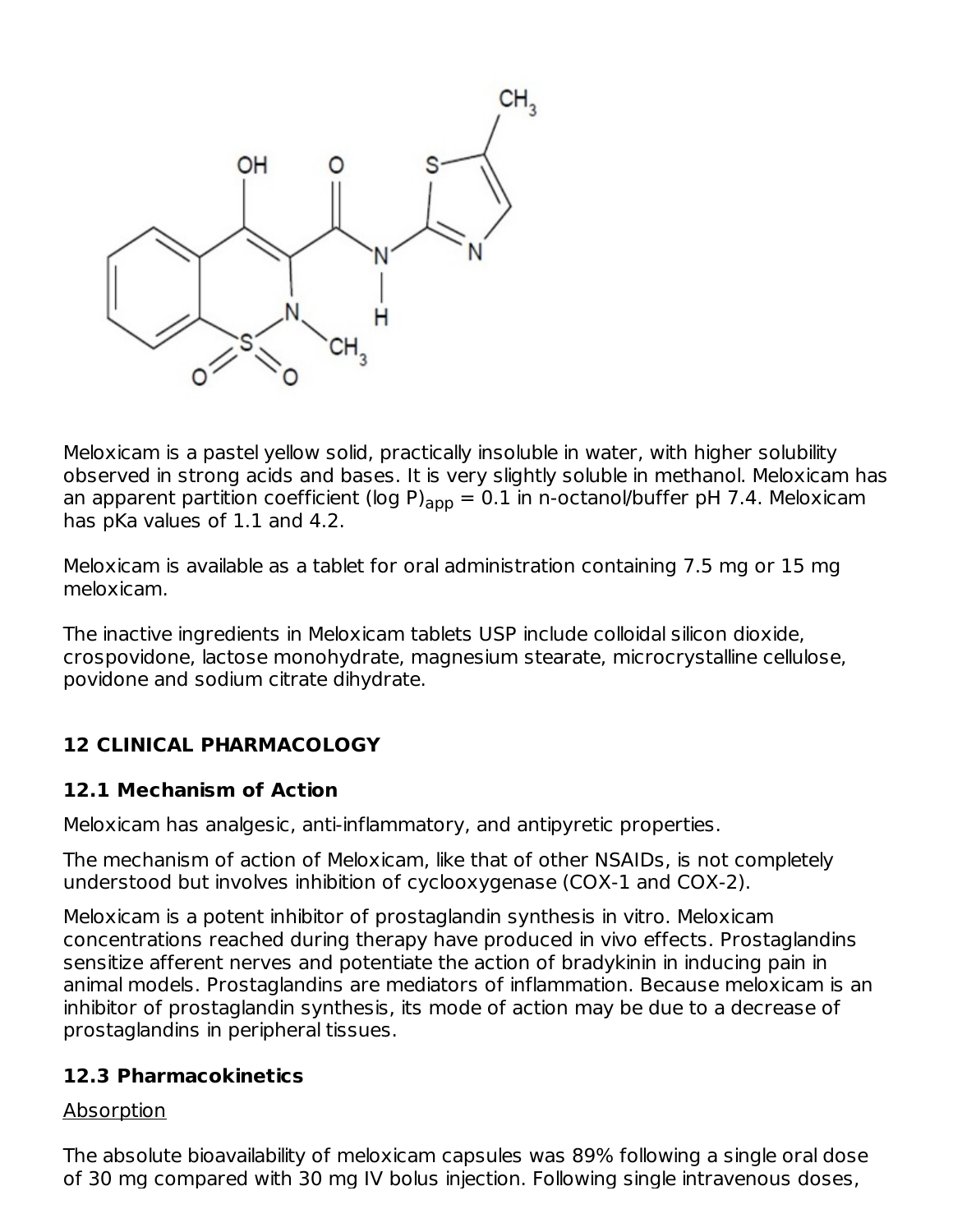Meloxicam is a pastel yellow solid, practically insoluble in water, with higher solubility observed in strong acids and bases. It is very slightly soluble in methanol. Meloxicam has an apparent partition coefficient $(\log P)_{app} = 0.1$ in n-octanol/buffer pH 7.4. Meloxicam has pKa values of 1.1 and 4.2.

Meloxicam is available as a tablet for oral administration containing 7.5 mg or 15 mg meloxicam.

The inactive ingredients in Meloxicam tablets USP include colloidal silicon dioxide, crospovidone, lactose monohydrate, magnesium stearate, microcrystalline cellulose, povidone and sodium citrate dihydrate.

## 12 CLINICAL PHARMACOLOGY

### 12.1 Mechanism of Action

Meloxicam has analgesic, anti-inflammatory, and antipyretic properties.

The mechanism of action of Meloxicam, like that of other NSAIDs, is not completely understood but involves inhibition of cyclooxygenase (COX-1 and COX-2).

Meloxicam is a potent inhibitor of prostaglandin synthesis in vitro. Meloxicam concentrations reached during therapy have produced in vivo effects. Prostaglandins sensitize afferent nerves and potentiate the action of bradykinin in inducing pain in animal models. Prostaglandins are mediators of inflammation. Because meloxicam is an inhibitor of prostaglandin synthesis, its mode of action may be due to a decrease of prostaglandins in peripheral tissues.

### 12.3 Pharmacokinetics

Absorption

The absolute bioavailability of meloxicam capsules was 89% following a single oral dose of 30 mg compared with 30 mg IV bolus injection. Following single intravenous doses,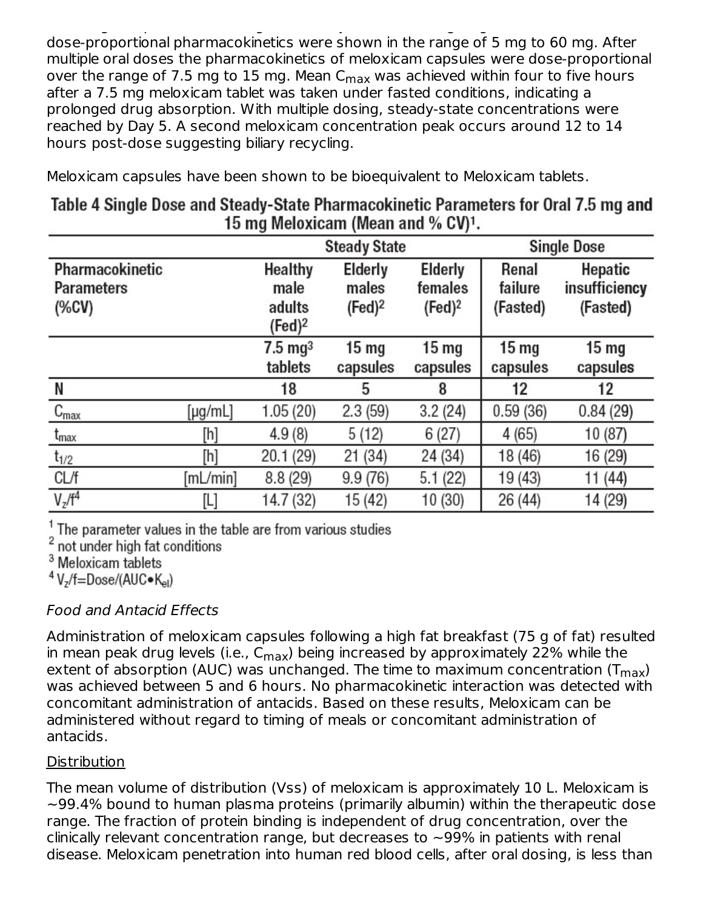dose-proportional pharmacokinetics were shown in the range of 5 mg to 60 mg. After multiple oral doses the pharmacokinetics of meloxicam capsules were dose-proportional over the range of 7.5 mg to 15 mg. Mean $C_{max}$ was achieved within four to five hours after a 7.5 mg meloxicam tablet was taken under fasted conditions, indicating a prolonged drug absorption. With multiple dosing, steady-state concentrations were reached by Day 5. A second meloxicam concentration peak occurs around 12 to 14 hours post-dose suggesting biliary recycling.

Meloxicam capsules have been shown to be bioequivalent to Meloxicam tablets.

**Table 4 Single Dose and Steady-State Pharmacokinetic Parameters for Oral 7.5 mg and 15 mg Meloxicam (Mean and % CV)[1].**

| | | Steady State | | | Single Dose | |
|---|---|---|---|---|---|---|
| Pharmacokinetic Parameters (%CV) | | Healthy male adults (Fed)[2] | Elderly males (Fed)[2] | Elderly females (Fed)[2] | Renal failure (Fasted) | Hepatic insufficiency (Fasted) |
| | | 7.5 mg[3] tablets | 15 mg capsules | 15 mg capsules | 15 mg capsules | 15 mg capsules |
| N | | 18 | 5 | 8 | 12 | 12 |
| $C_{max}$ | [µg/mL] | 1.05 (20) | 2.3 (59) | 3.2 (24) | 0.59 (36) | 0.84 (29) |
| $t_{max}$ | [h] | 4.9 (8) | 5 (12) | 6 (27) | 4 (65) | 10 (87) |
| $t_{1/2}$ | [h] | 20.1 (29) | 21 (34) | 24 (34) | 18 (46) | 16 (29) |
| CL/f | [mL/min] | 8.8 (29) | 9.9 (76) | 5.1 (22) | 19 (43) | 11 (44) |
| $V_z/f$[4] | [L] | 14.7 (32) | 15 (42) | 10 (30) | 26 (44) | 14 (29) |

[1] The parameter values in the table are from various studies
[2] not under high fat conditions
[3] Meloxicam tablets
[4] $V_z/f = Dose/(AUC \bullet K_{el})$

*Food and Antacid Effects*

Administration of meloxicam capsules following a high fat breakfast (75 g of fat) resulted in mean peak drug levels (i.e., $C_{max}$) being increased by approximately 22% while the extent of absorption (AUC) was unchanged. The time to maximum concentration ($T_{max}$) was achieved between 5 and 6 hours. No pharmacokinetic interaction was detected with concomitant administration of antacids. Based on these results, Meloxicam can be administered without regard to timing of meals or concomitant administration of antacids.

Distribution

The mean volume of distribution (Vss) of meloxicam is approximately 10 L. Meloxicam is ~99.4% bound to human plasma proteins (primarily albumin) within the therapeutic dose range. The fraction of protein binding is independent of drug concentration, over the clinically relevant concentration range, but decreases to ~99% in patients with renal disease. Meloxicam penetration into human red blood cells, after oral dosing, is less than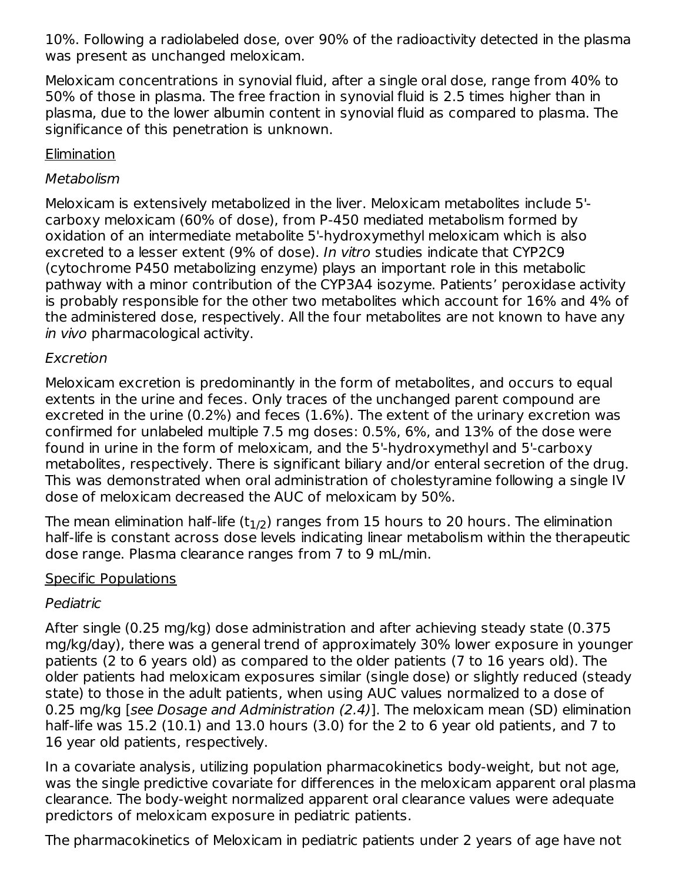10%. Following a radiolabeled dose, over 90% of the radioactivity detected in the plasma was present as unchanged meloxicam.

Meloxicam concentrations in synovial fluid, after a single oral dose, range from 40% to 50% of those in plasma. The free fraction in synovial fluid is 2.5 times higher than in plasma, due to the lower albumin content in synovial fluid as compared to plasma. The significance of this penetration is unknown.

Elimination

*Metabolism*

Meloxicam is extensively metabolized in the liver. Meloxicam metabolites include 5'-carboxy meloxicam (60% of dose), from P-450 mediated metabolism formed by oxidation of an intermediate metabolite 5'-hydroxymethyl meloxicam which is also excreted to a lesser extent (9% of dose). *In vitro* studies indicate that CYP2C9 (cytochrome P450 metabolizing enzyme) plays an important role in this metabolic pathway with a minor contribution of the CYP3A4 isozyme. Patients' peroxidase activity is probably responsible for the other two metabolites which account for 16% and 4% of the administered dose, respectively. All the four metabolites are not known to have any *in vivo* pharmacological activity.

*Excretion*

Meloxicam excretion is predominantly in the form of metabolites, and occurs to equal extents in the urine and feces. Only traces of the unchanged parent compound are excreted in the urine (0.2%) and feces (1.6%). The extent of the urinary excretion was confirmed for unlabeled multiple 7.5 mg doses: 0.5%, 6%, and 13% of the dose were found in urine in the form of meloxicam, and the 5'-hydroxymethyl and 5'-carboxy metabolites, respectively. There is significant biliary and/or enteral secretion of the drug. This was demonstrated when oral administration of cholestyramine following a single IV dose of meloxicam decreased the AUC of meloxicam by 50%.

The mean elimination half-life ($t_{1/2}$) ranges from 15 hours to 20 hours. The elimination half-life is constant across dose levels indicating linear metabolism within the therapeutic dose range. Plasma clearance ranges from 7 to 9 mL/min.

Specific Populations

*Pediatric*

After single (0.25 mg/kg) dose administration and after achieving steady state (0.375 mg/kg/day), there was a general trend of approximately 30% lower exposure in younger patients (2 to 6 years old) as compared to the older patients (7 to 16 years old). The older patients had meloxicam exposures similar (single dose) or slightly reduced (steady state) to those in the adult patients, when using AUC values normalized to a dose of 0.25 mg/kg [*see Dosage and Administration (2.4)*]. The meloxicam mean (SD) elimination half-life was 15.2 (10.1) and 13.0 hours (3.0) for the 2 to 6 year old patients, and 7 to 16 year old patients, respectively.

In a covariate analysis, utilizing population pharmacokinetics body-weight, but not age, was the single predictive covariate for differences in the meloxicam apparent oral plasma clearance. The body-weight normalized apparent oral clearance values were adequate predictors of meloxicam exposure in pediatric patients.

The pharmacokinetics of Meloxicam in pediatric patients under 2 years of age have not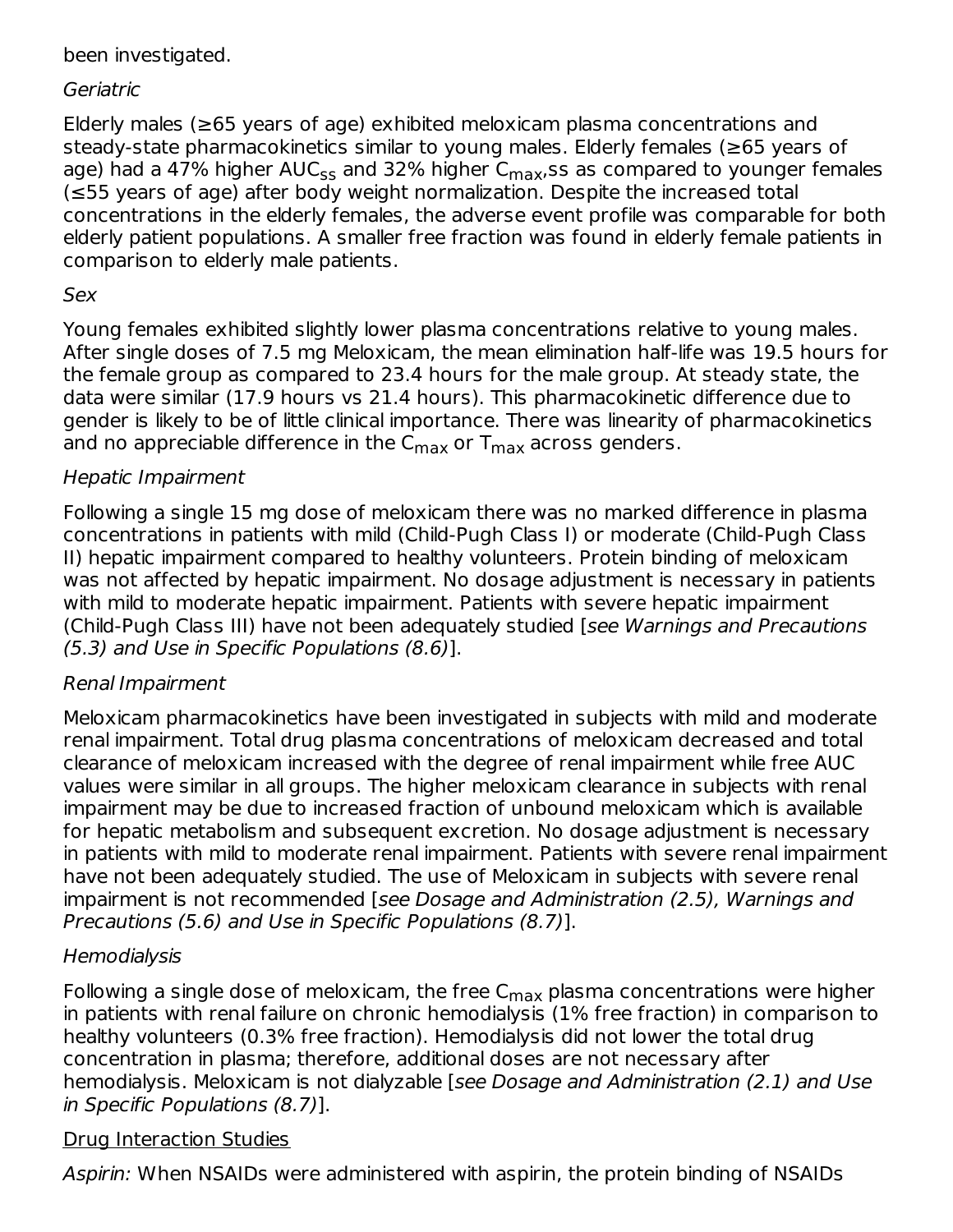been investigated.

*Geriatric*

Elderly males (≥65 years of age) exhibited meloxicam plasma concentrations and steady-state pharmacokinetics similar to young males. Elderly females (≥65 years of age) had a 47% higher $AUC_{ss}$ and 32% higher $C_{max}$,ss as compared to younger females (≤55 years of age) after body weight normalization. Despite the increased total concentrations in the elderly females, the adverse event profile was comparable for both elderly patient populations. A smaller free fraction was found in elderly female patients in comparison to elderly male patients.

*Sex*

Young females exhibited slightly lower plasma concentrations relative to young males. After single doses of 7.5 mg Meloxicam, the mean elimination half-life was 19.5 hours for the female group as compared to 23.4 hours for the male group. At steady state, the data were similar (17.9 hours vs 21.4 hours). This pharmacokinetic difference due to gender is likely to be of little clinical importance. There was linearity of pharmacokinetics and no appreciable difference in the $C_{max}$ or $T_{max}$ across genders.

*Hepatic Impairment*

Following a single 15 mg dose of meloxicam there was no marked difference in plasma concentrations in patients with mild (Child-Pugh Class I) or moderate (Child-Pugh Class II) hepatic impairment compared to healthy volunteers. Protein binding of meloxicam was not affected by hepatic impairment. No dosage adjustment is necessary in patients with mild to moderate hepatic impairment. Patients with severe hepatic impairment (Child-Pugh Class III) have not been adequately studied [*see Warnings and Precautions (5.3) and Use in Specific Populations (8.6)*].

*Renal Impairment*

Meloxicam pharmacokinetics have been investigated in subjects with mild and moderate renal impairment. Total drug plasma concentrations of meloxicam decreased and total clearance of meloxicam increased with the degree of renal impairment while free AUC values were similar in all groups. The higher meloxicam clearance in subjects with renal impairment may be due to increased fraction of unbound meloxicam which is available for hepatic metabolism and subsequent excretion. No dosage adjustment is necessary in patients with mild to moderate renal impairment. Patients with severe renal impairment have not been adequately studied. The use of Meloxicam in subjects with severe renal impairment is not recommended [*see Dosage and Administration (2.5), Warnings and Precautions (5.6) and Use in Specific Populations (8.7)*].

*Hemodialysis*

Following a single dose of meloxicam, the free $C_{max}$ plasma concentrations were higher in patients with renal failure on chronic hemodialysis (1% free fraction) in comparison to healthy volunteers (0.3% free fraction). Hemodialysis did not lower the total drug concentration in plasma; therefore, additional doses are not necessary after hemodialysis. Meloxicam is not dialyzable [*see Dosage and Administration (2.1) and Use in Specific Populations (8.7)*].

Drug Interaction Studies

*Aspirin:* When NSAIDs were administered with aspirin, the protein binding of NSAIDs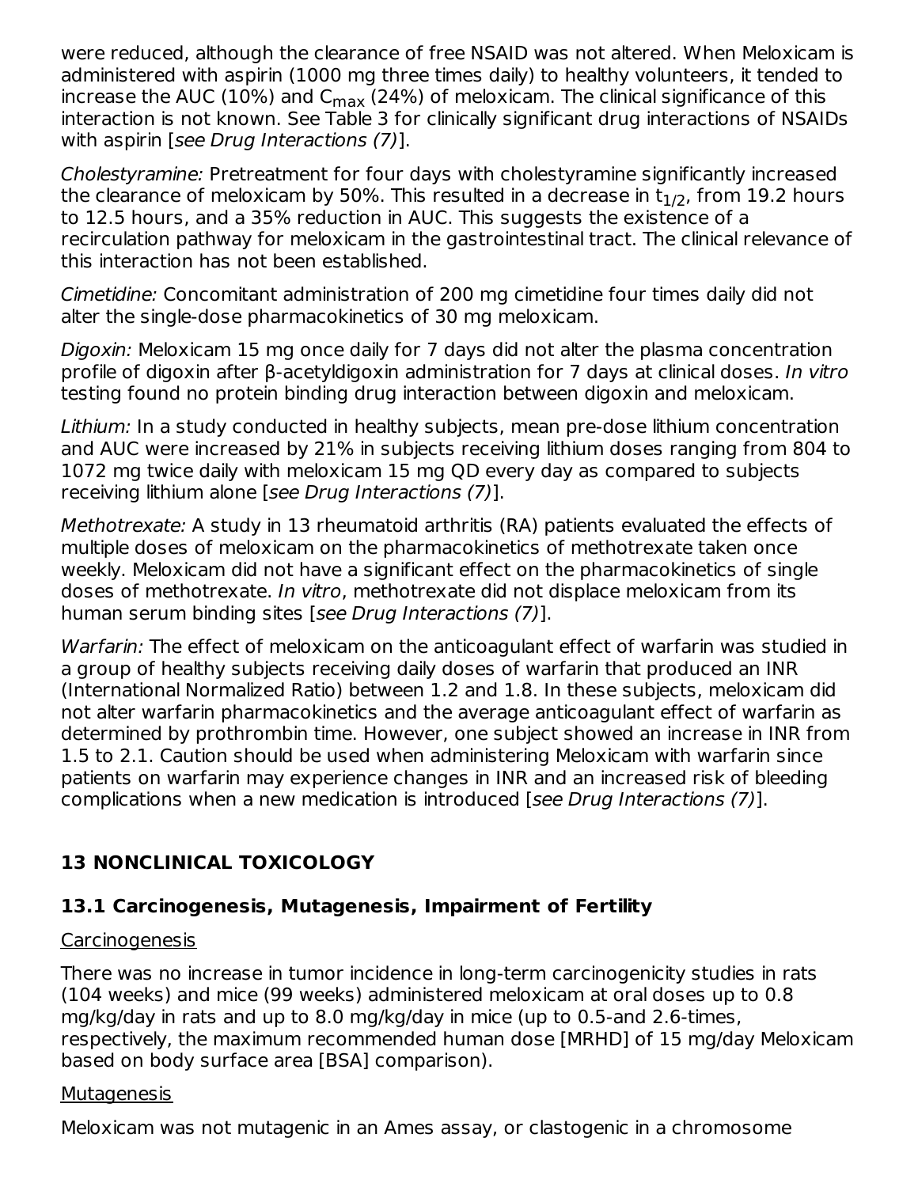were reduced, although the clearance of free NSAID was not altered. When Meloxicam is administered with aspirin (1000 mg three times daily) to healthy volunteers, it tended to increase the AUC (10%) and $C_{max}$ (24%) of meloxicam. The clinical significance of this interaction is not known. See Table 3 for clinically significant drug interactions of NSAIDs with aspirin [*see Drug Interactions (7)*].

*Cholestyramine:* Pretreatment for four days with cholestyramine significantly increased the clearance of meloxicam by 50%. This resulted in a decrease in $t_{1/2}$, from 19.2 hours to 12.5 hours, and a 35% reduction in AUC. This suggests the existence of a recirculation pathway for meloxicam in the gastrointestinal tract. The clinical relevance of this interaction has not been established.

*Cimetidine:* Concomitant administration of 200 mg cimetidine four times daily did not alter the single-dose pharmacokinetics of 30 mg meloxicam.

*Digoxin:* Meloxicam 15 mg once daily for 7 days did not alter the plasma concentration profile of digoxin after β-acetyldigoxin administration for 7 days at clinical doses. *In vitro* testing found no protein binding drug interaction between digoxin and meloxicam.

*Lithium:* In a study conducted in healthy subjects, mean pre-dose lithium concentration and AUC were increased by 21% in subjects receiving lithium doses ranging from 804 to 1072 mg twice daily with meloxicam 15 mg QD every day as compared to subjects receiving lithium alone [*see Drug Interactions (7)*].

*Methotrexate:* A study in 13 rheumatoid arthritis (RA) patients evaluated the effects of multiple doses of meloxicam on the pharmacokinetics of methotrexate taken once weekly. Meloxicam did not have a significant effect on the pharmacokinetics of single doses of methotrexate. *In vitro*, methotrexate did not displace meloxicam from its human serum binding sites [*see Drug Interactions (7)*].

*Warfarin:* The effect of meloxicam on the anticoagulant effect of warfarin was studied in a group of healthy subjects receiving daily doses of warfarin that produced an INR (International Normalized Ratio) between 1.2 and 1.8. In these subjects, meloxicam did not alter warfarin pharmacokinetics and the average anticoagulant effect of warfarin as determined by prothrombin time. However, one subject showed an increase in INR from 1.5 to 2.1. Caution should be used when administering Meloxicam with warfarin since patients on warfarin may experience changes in INR and an increased risk of bleeding complications when a new medication is introduced [*see Drug Interactions (7)*].

## 13 NONCLINICAL TOXICOLOGY

### 13.1 Carcinogenesis, Mutagenesis, Impairment of Fertility

Carcinogenesis

There was no increase in tumor incidence in long-term carcinogenicity studies in rats (104 weeks) and mice (99 weeks) administered meloxicam at oral doses up to 0.8 mg/kg/day in rats and up to 8.0 mg/kg/day in mice (up to 0.5-and 2.6-times, respectively, the maximum recommended human dose [MRHD] of 15 mg/day Meloxicam based on body surface area [BSA] comparison).

Mutagenesis

Meloxicam was not mutagenic in an Ames assay, or clastogenic in a chromosome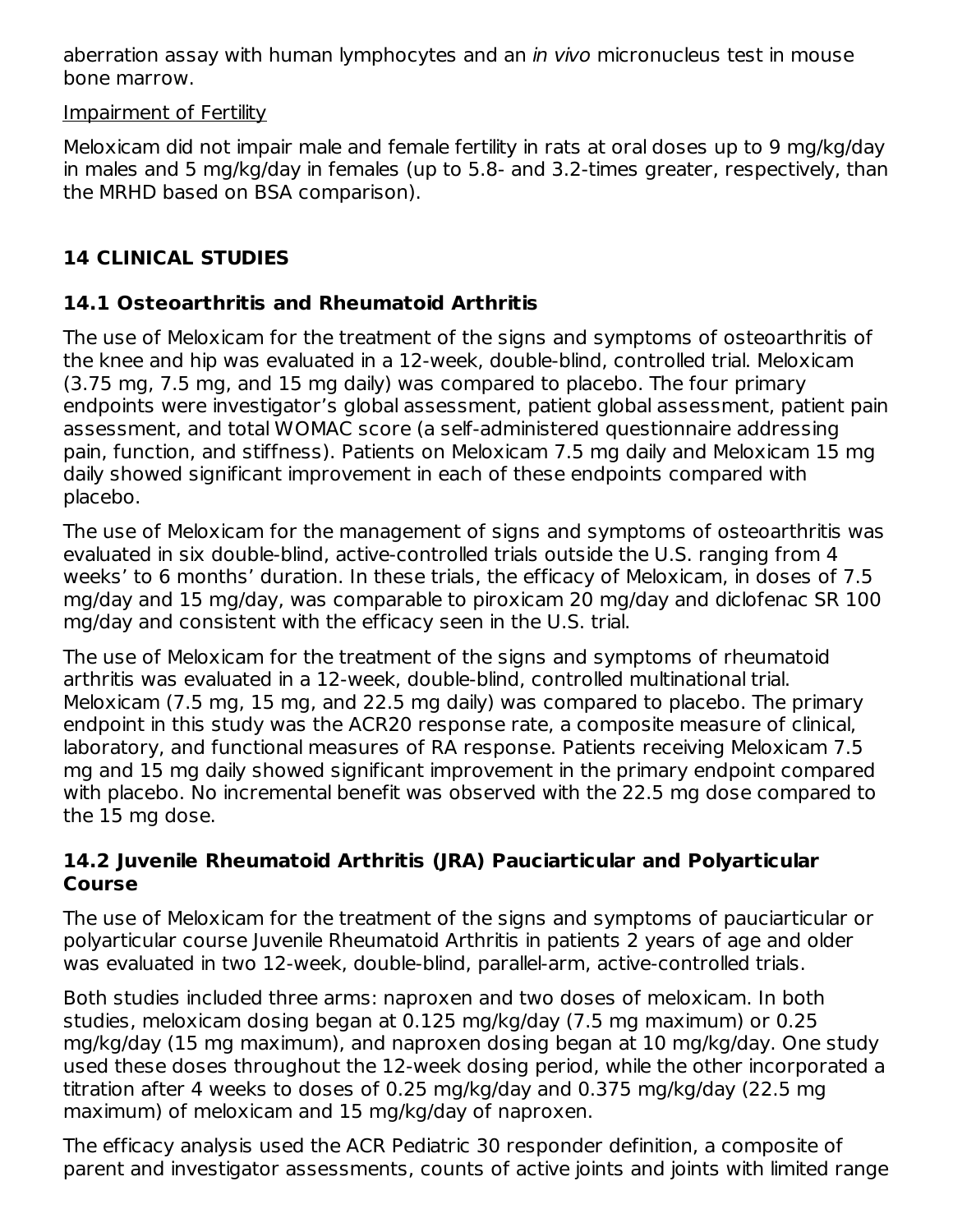aberration assay with human lymphocytes and an *in vivo* micronucleus test in mouse bone marrow.

Impairment of Fertility

Meloxicam did not impair male and female fertility in rats at oral doses up to 9 mg/kg/day in males and 5 mg/kg/day in females (up to 5.8- and 3.2-times greater, respectively, than the MRHD based on BSA comparison).

## 14 CLINICAL STUDIES

### 14.1 Osteoarthritis and Rheumatoid Arthritis

The use of Meloxicam for the treatment of the signs and symptoms of osteoarthritis of the knee and hip was evaluated in a 12-week, double-blind, controlled trial. Meloxicam (3.75 mg, 7.5 mg, and 15 mg daily) was compared to placebo. The four primary endpoints were investigator's global assessment, patient global assessment, patient pain assessment, and total WOMAC score (a self-administered questionnaire addressing pain, function, and stiffness). Patients on Meloxicam 7.5 mg daily and Meloxicam 15 mg daily showed significant improvement in each of these endpoints compared with placebo.

The use of Meloxicam for the management of signs and symptoms of osteoarthritis was evaluated in six double-blind, active-controlled trials outside the U.S. ranging from 4 weeks' to 6 months' duration. In these trials, the efficacy of Meloxicam, in doses of 7.5 mg/day and 15 mg/day, was comparable to piroxicam 20 mg/day and diclofenac SR 100 mg/day and consistent with the efficacy seen in the U.S. trial.

The use of Meloxicam for the treatment of the signs and symptoms of rheumatoid arthritis was evaluated in a 12-week, double-blind, controlled multinational trial. Meloxicam (7.5 mg, 15 mg, and 22.5 mg daily) was compared to placebo. The primary endpoint in this study was the ACR20 response rate, a composite measure of clinical, laboratory, and functional measures of RA response. Patients receiving Meloxicam 7.5 mg and 15 mg daily showed significant improvement in the primary endpoint compared with placebo. No incremental benefit was observed with the 22.5 mg dose compared to the 15 mg dose.

### 14.2 Juvenile Rheumatoid Arthritis (JRA) Pauciarticular and Polyarticular Course

The use of Meloxicam for the treatment of the signs and symptoms of pauciarticular or polyarticular course Juvenile Rheumatoid Arthritis in patients 2 years of age and older was evaluated in two 12-week, double-blind, parallel-arm, active-controlled trials.

Both studies included three arms: naproxen and two doses of meloxicam. In both studies, meloxicam dosing began at 0.125 mg/kg/day (7.5 mg maximum) or 0.25 mg/kg/day (15 mg maximum), and naproxen dosing began at 10 mg/kg/day. One study used these doses throughout the 12-week dosing period, while the other incorporated a titration after 4 weeks to doses of 0.25 mg/kg/day and 0.375 mg/kg/day (22.5 mg maximum) of meloxicam and 15 mg/kg/day of naproxen.

The efficacy analysis used the ACR Pediatric 30 responder definition, a composite of parent and investigator assessments, counts of active joints and joints with limited range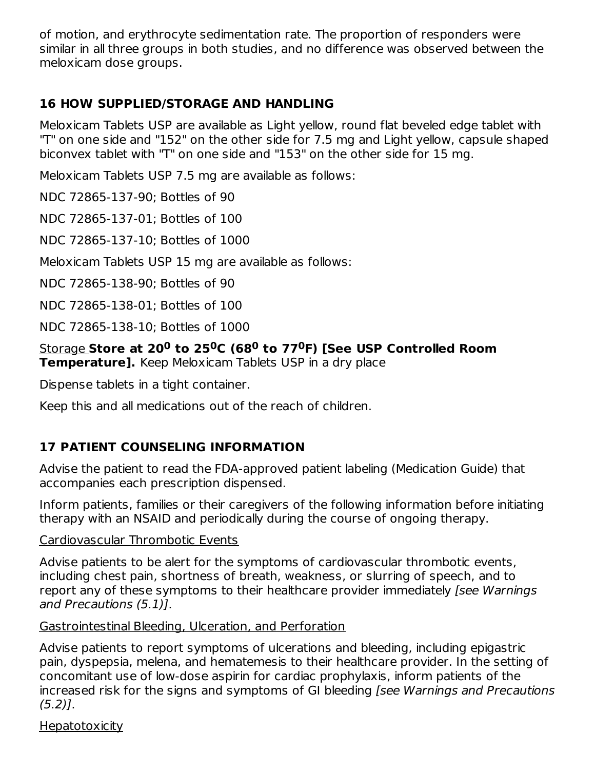of motion, and erythrocyte sedimentation rate. The proportion of responders were similar in all three groups in both studies, and no difference was observed between the meloxicam dose groups.

## 16 HOW SUPPLIED/STORAGE AND HANDLING

Meloxicam Tablets USP are available as Light yellow, round flat beveled edge tablet with "T" on one side and "152" on the other side for 7.5 mg and Light yellow, capsule shaped biconvex tablet with "T" on one side and "153" on the other side for 15 mg.

Meloxicam Tablets USP 7.5 mg are available as follows:

NDC 72865-137-90; Bottles of 90

NDC 72865-137-01; Bottles of 100

NDC 72865-137-10; Bottles of 1000

Meloxicam Tablets USP 15 mg are available as follows:

NDC 72865-138-90; Bottles of 90

NDC 72865-138-01; Bottles of 100

NDC 72865-138-10; Bottles of 1000

Storage **Store at $20^0$ to $25^0$C ($68^0$ to $77^0$F) [See USP Controlled Room Temperature].** Keep Meloxicam Tablets USP in a dry place

Dispense tablets in a tight container.

Keep this and all medications out of the reach of children.

## 17 PATIENT COUNSELING INFORMATION

Advise the patient to read the FDA-approved patient labeling (Medication Guide) that accompanies each prescription dispensed.

Inform patients, families or their caregivers of the following information before initiating therapy with an NSAID and periodically during the course of ongoing therapy.

Cardiovascular Thrombotic Events

Advise patients to be alert for the symptoms of cardiovascular thrombotic events, including chest pain, shortness of breath, weakness, or slurring of speech, and to report any of these symptoms to their healthcare provider immediately *[see Warnings and Precautions (5.1)]*.

Gastrointestinal Bleeding, Ulceration, and Perforation

Advise patients to report symptoms of ulcerations and bleeding, including epigastric pain, dyspepsia, melena, and hematemesis to their healthcare provider. In the setting of concomitant use of low-dose aspirin for cardiac prophylaxis, inform patients of the increased risk for the signs and symptoms of GI bleeding *[see Warnings and Precautions (5.2)]*.

Hepatotoxicity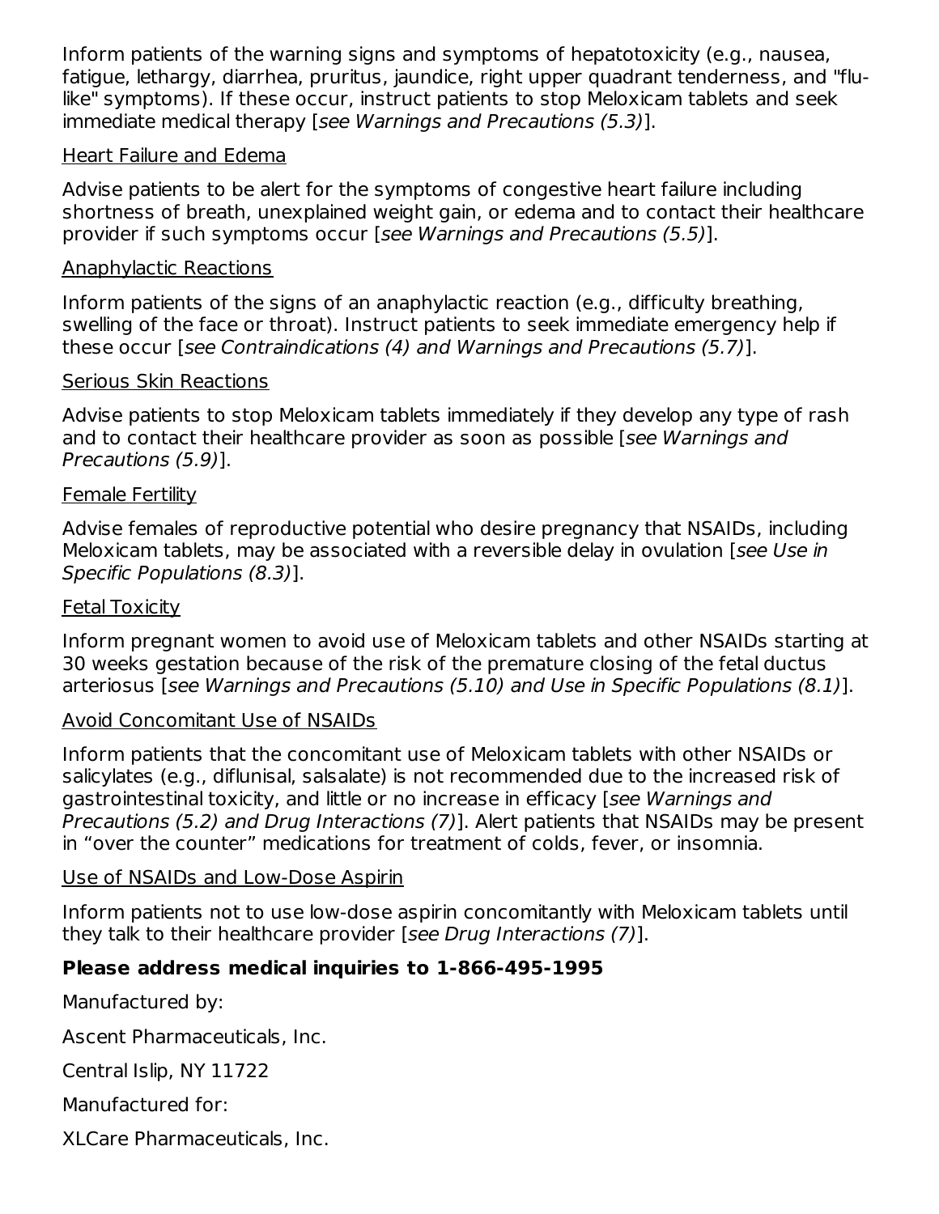Inform patients of the warning signs and symptoms of hepatotoxicity (e.g., nausea, fatigue, lethargy, diarrhea, pruritus, jaundice, right upper quadrant tenderness, and "flu-like" symptoms). If these occur, instruct patients to stop Meloxicam tablets and seek immediate medical therapy [*see Warnings and Precautions (5.3)*].

Heart Failure and Edema

Advise patients to be alert for the symptoms of congestive heart failure including shortness of breath, unexplained weight gain, or edema and to contact their healthcare provider if such symptoms occur [*see Warnings and Precautions (5.5)*].

Anaphylactic Reactions

Inform patients of the signs of an anaphylactic reaction (e.g., difficulty breathing, swelling of the face or throat). Instruct patients to seek immediate emergency help if these occur [*see Contraindications (4) and Warnings and Precautions (5.7)*].

Serious Skin Reactions

Advise patients to stop Meloxicam tablets immediately if they develop any type of rash and to contact their healthcare provider as soon as possible [*see Warnings and Precautions (5.9)*].

Female Fertility

Advise females of reproductive potential who desire pregnancy that NSAIDs, including Meloxicam tablets, may be associated with a reversible delay in ovulation [*see Use in Specific Populations (8.3)*].

Fetal Toxicity

Inform pregnant women to avoid use of Meloxicam tablets and other NSAIDs starting at 30 weeks gestation because of the risk of the premature closing of the fetal ductus arteriosus [*see Warnings and Precautions (5.10) and Use in Specific Populations (8.1)*].

Avoid Concomitant Use of NSAIDs

Inform patients that the concomitant use of Meloxicam tablets with other NSAIDs or salicylates (e.g., diflunisal, salsalate) is not recommended due to the increased risk of gastrointestinal toxicity, and little or no increase in efficacy [*see Warnings and Precautions (5.2) and Drug Interactions (7)*]. Alert patients that NSAIDs may be present in “over the counter” medications for treatment of colds, fever, or insomnia.

Use of NSAIDs and Low-Dose Aspirin

Inform patients not to use low-dose aspirin concomitantly with Meloxicam tablets until they talk to their healthcare provider [*see Drug Interactions (7)*].

**Please address medical inquiries to 1-866-495-1995**

Manufactured by:

Ascent Pharmaceuticals, Inc.

Central Islip, NY 11722

Manufactured for:

XLCare Pharmaceuticals, Inc.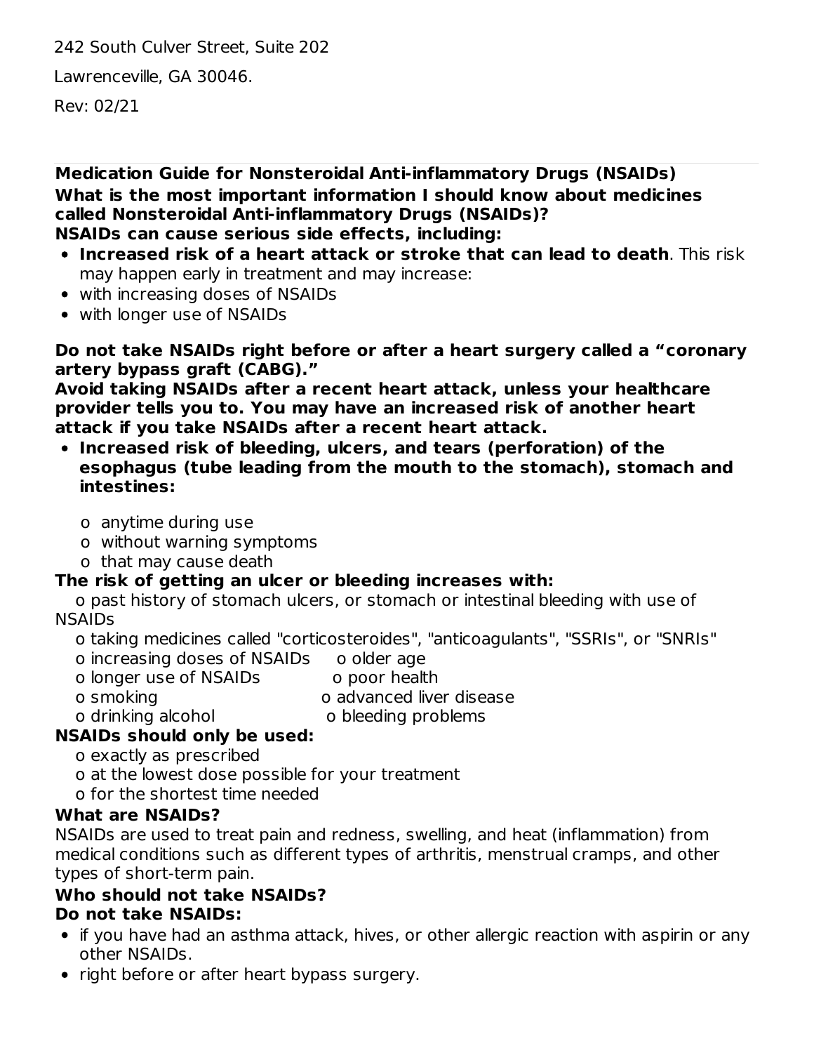242 South Culver Street, Suite 202

Lawrenceville, GA 30046.

Rev: 02/21

---

**Medication Guide for Nonsteroidal Anti-inflammatory Drugs (NSAIDs)**

**What is the most important information I should know about medicines called Nonsteroidal Anti-inflammatory Drugs (NSAIDs)?**

**NSAIDs can cause serious side effects, including:**

- **Increased risk of a heart attack or stroke that can lead to death**. This risk may happen early in treatment and may increase:
- with increasing doses of NSAIDs
- with longer use of NSAIDs

**Do not take NSAIDs right before or after a heart surgery called a "coronary artery bypass graft (CABG)."**

**Avoid taking NSAIDs after a recent heart attack, unless your healthcare provider tells you to. You may have an increased risk of another heart attack if you take NSAIDs after a recent heart attack.**

- **Increased risk of bleeding, ulcers, and tears (perforation) of the esophagus (tube leading from the mouth to the stomach), stomach and intestines:**
  - o anytime during use
  - o without warning symptoms
  - o that may cause death

**The risk of getting an ulcer or bleeding increases with:**

o past history of stomach ulcers, or stomach or intestinal bleeding with use of NSAIDs

o taking medicines called "corticosteroides", "anticoagulants", "SSRIs", or "SNRIs"

o increasing doses of NSAIDs

o older age

o longer use of NSAIDs

o poor health

o smoking

o advanced liver disease

o drinking alcohol

o bleeding problems

**NSAIDs should only be used:**

o exactly as prescribed

o at the lowest dose possible for your treatment

o for the shortest time needed

**What are NSAIDs?**

NSAIDs are used to treat pain and redness, swelling, and heat (inflammation) from medical conditions such as different types of arthritis, menstrual cramps, and other types of short-term pain.

**Who should not take NSAIDs?**

**Do not take NSAIDs:**

- if you have had an asthma attack, hives, or other allergic reaction with aspirin or any other NSAIDs.
- right before or after heart bypass surgery.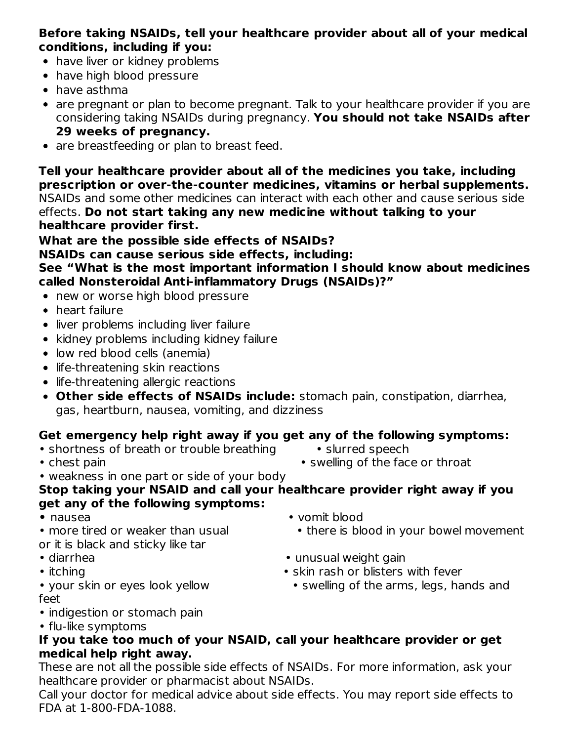**Before taking NSAIDs, tell your healthcare provider about all of your medical conditions, including if you:**

- have liver or kidney problems
- have high blood pressure
- have asthma
- are pregnant or plan to become pregnant. Talk to your healthcare provider if you are considering taking NSAIDs during pregnancy. **You should not take NSAIDs after 29 weeks of pregnancy.**
- are breastfeeding or plan to breast feed.

**Tell your healthcare provider about all of the medicines you take, including prescription or over-the-counter medicines, vitamins or herbal supplements.** NSAIDs and some other medicines can interact with each other and cause serious side effects. **Do not start taking any new medicine without talking to your healthcare provider first.**

**What are the possible side effects of NSAIDs?**

**NSAIDs can cause serious side effects, including:**

**See "What is the most important information I should know about medicines called Nonsteroidal Anti-inflammatory Drugs (NSAIDs)?"**

- new or worse high blood pressure
- heart failure
- liver problems including liver failure
- kidney problems including kidney failure
- low red blood cells (anemia)
- life-threatening skin reactions
- life-threatening allergic reactions
- **Other side effects of NSAIDs include:** stomach pain, constipation, diarrhea, gas, heartburn, nausea, vomiting, and dizziness

**Get emergency help right away if you get any of the following symptoms:**

- shortness of breath or trouble breathing
- chest pain
- weakness in one part or side of your body
- slurred speech
- swelling of the face or throat

**Stop taking your NSAID and call your healthcare provider right away if you get any of the following symptoms:**

- nausea
- more tired or weaker than usual
- diarrhea
- itching
- your skin or eyes look yellow
- indigestion or stomach pain
- flu-like symptoms
- vomit blood
- there is blood in your bowel movement or it is black and sticky like tar
- unusual weight gain
- skin rash or blisters with fever
- swelling of the arms, legs, hands and feet

**If you take too much of your NSAID, call your healthcare provider or get medical help right away.**

These are not all the possible side effects of NSAIDs. For more information, ask your healthcare provider or pharmacist about NSAIDs.

Call your doctor for medical advice about side effects. You may report side effects to FDA at 1-800-FDA-1088.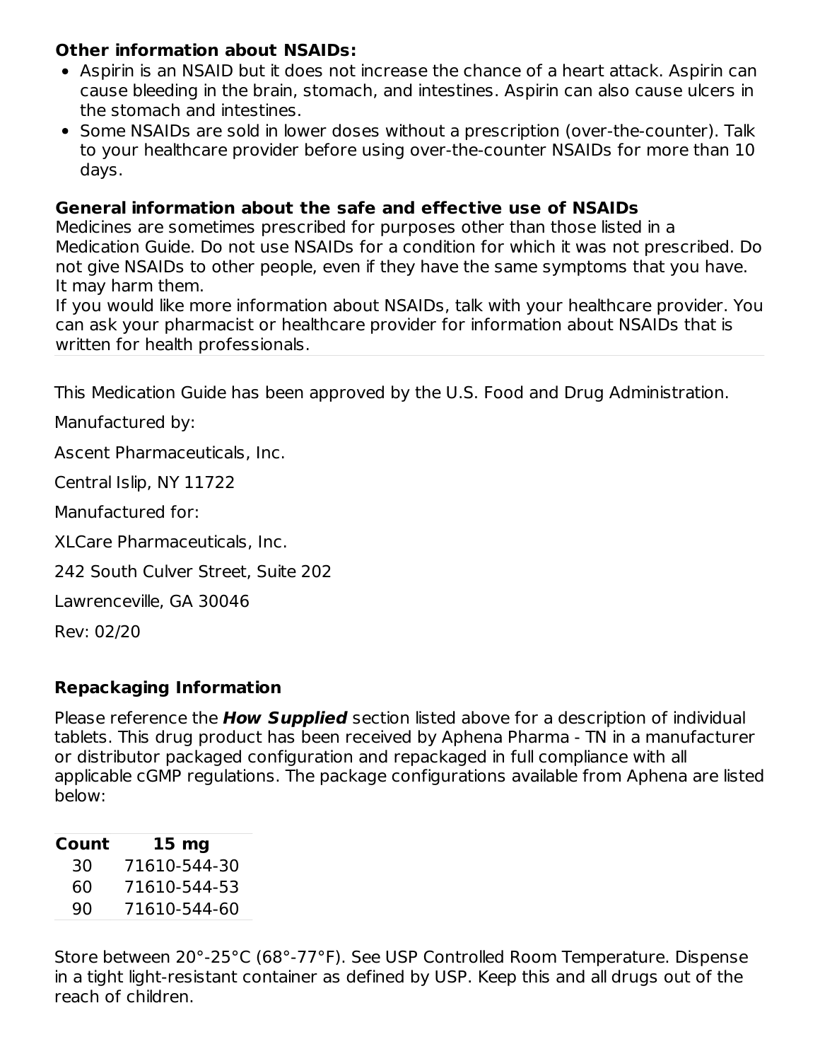**Other information about NSAIDs:**

- Aspirin is an NSAID but it does not increase the chance of a heart attack. Aspirin can cause bleeding in the brain, stomach, and intestines. Aspirin can also cause ulcers in the stomach and intestines.
- Some NSAIDs are sold in lower doses without a prescription (over-the-counter). Talk to your healthcare provider before using over-the-counter NSAIDs for more than 10 days.

**General information about the safe and effective use of NSAIDs**

Medicines are sometimes prescribed for purposes other than those listed in a Medication Guide. Do not use NSAIDs for a condition for which it was not prescribed. Do not give NSAIDs to other people, even if they have the same symptoms that you have. It may harm them.

If you would like more information about NSAIDs, talk with your healthcare provider. You can ask your pharmacist or healthcare provider for information about NSAIDs that is written for health professionals.

This Medication Guide has been approved by the U.S. Food and Drug Administration.

Manufactured by:

Ascent Pharmaceuticals, Inc.

Central Islip, NY 11722

Manufactured for:

XLCare Pharmaceuticals, Inc.

242 South Culver Street, Suite 202

Lawrenceville, GA 30046

Rev: 02/20

### Repackaging Information

Please reference the ***How Supplied*** section listed above for a description of individual tablets. This drug product has been received by Aphena Pharma - TN in a manufacturer or distributor packaged configuration and repackaged in full compliance with all applicable cGMP regulations. The package configurations available from Aphena are listed below:

| Count | 15 mg |
|---|---|
| 30 | 71610-544-30 |
| 60 | 71610-544-53 |
| 90 | 71610-544-60 |

Store between 20°-25°C (68°-77°F). See USP Controlled Room Temperature. Dispense in a tight light-resistant container as defined by USP. Keep this and all drugs out of the reach of children.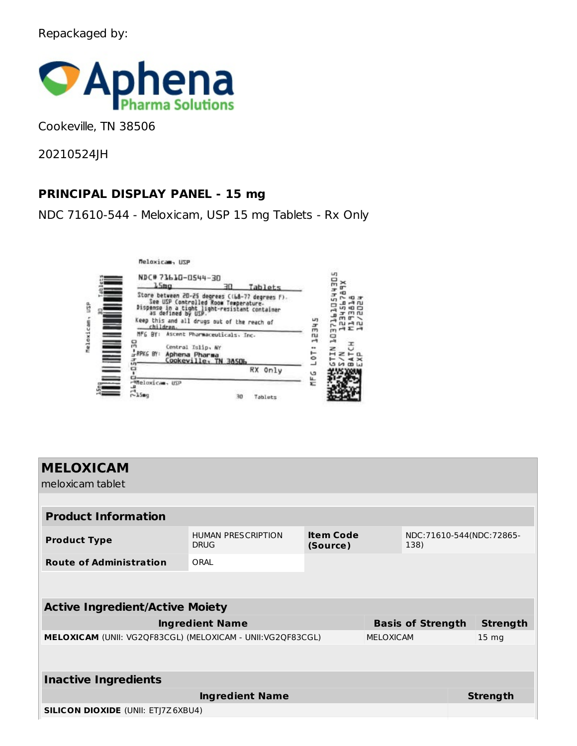Repackaged by:

Aphena Pharma Solutions

Cookeville, TN 38506

20210524JH

**PRINCIPAL DISPLAY PANEL - 15 mg**

NDC 71610-544 - Meloxicam, USP 15 mg Tablets - Rx Only

Meloxicam, USP

NDC# 71610-0544-30

15mg 30 Tablets

Store between 20-25 degrees C(68-77 degrees F). See USP Controlled Room Temperature. Dispense in a tight light-resistant container as defined by USP.

Keep this and all drugs out of the reach of children.

MFG BY: Ascent Pharmaceuticals, Inc. Central Islip, NY

RPKG BY: Aphena Pharma Cookeville, TN 38506

RX Only

Meloxicam, USP 15mg 30 Tablets

MFG LOT: 12345

GTIN 10371610544305
S/N 123456789X
BATCH M193818
EXP 12/2024

## MELOXICAM

meloxicam tablet

| **Product Information** | | | |
|---|---|---|---|
| **Product Type** | HUMAN PRESCRIPTION DRUG | **Item Code (Source)** | NDC:71610-544(NDC:72865-138) |
| **Route of Administration** | ORAL | | |

| **Active Ingredient/Active Moiety** | | |
|---|---|---|
| **Ingredient Name** | **Basis of Strength** | **Strength** |
| **MELOXICAM** (UNII: VG2QF83CGL) (MELOXICAM - UNII:VG2QF83CGL) | MELOXICAM | 15 mg |

| **Inactive Ingredients** | |
|---|---|
| **Ingredient Name** | **Strength** |
| **SILICON DIOXIDE** (UNII: ETJ7Z6XBU4) | |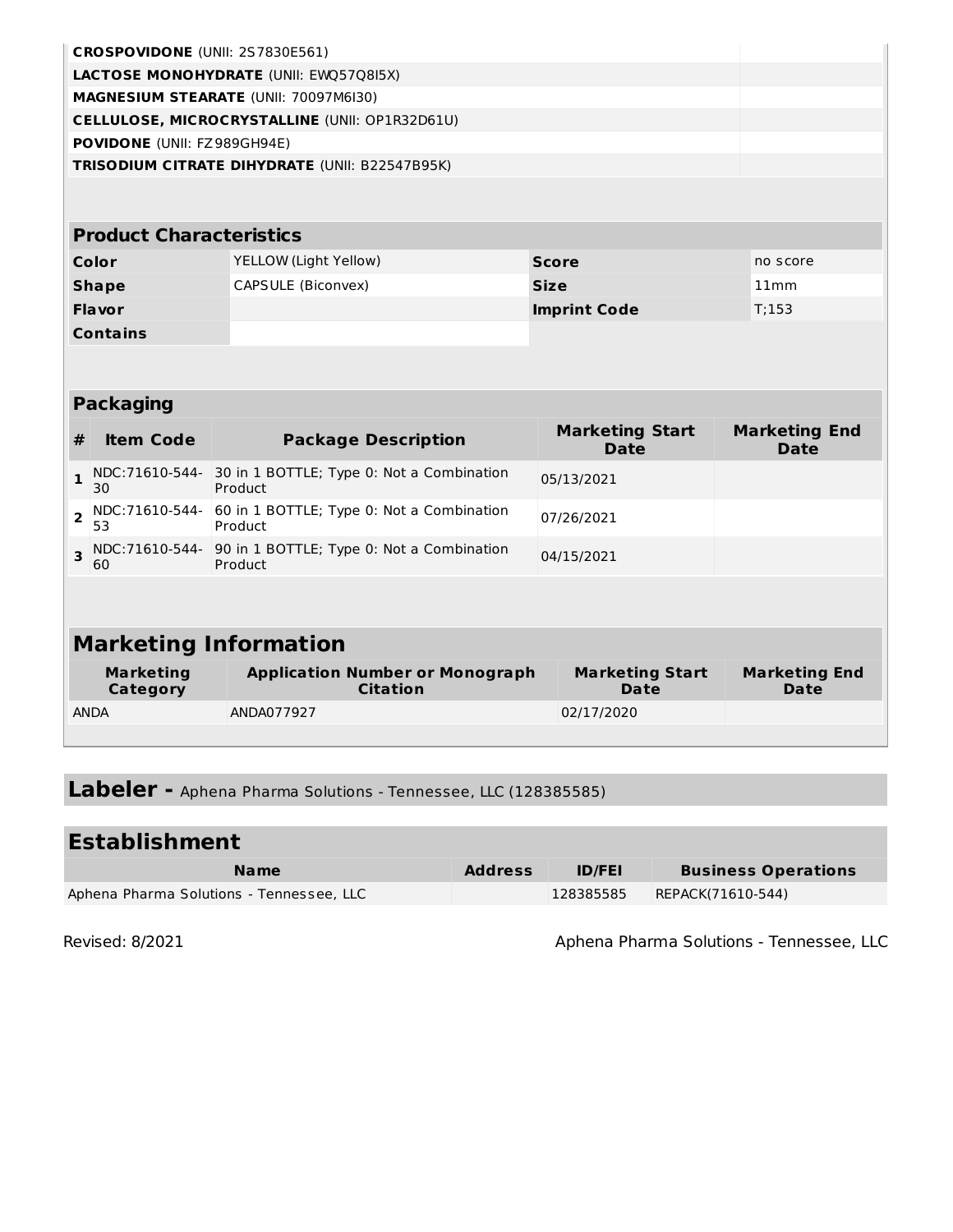| | |
|---|---|
| **CROSPOVIDONE** (UNII: 2S7830E561) | |
| **LACTOSE MONOHYDRATE** (UNII: EWQ57Q8I5X) | |
| **MAGNESIUM STEARATE** (UNII: 70097M6I30) | |
| **CELLULOSE, MICROCRYSTALLINE** (UNII: OP1R32D61U) | |
| **POVIDONE** (UNII: FZ989GH94E) | |
| **TRISODIUM CITRATE DIHYDRATE** (UNII: B22547B95K) | |

**Product Characteristics**

| | | | |
|---|---|---|---|
| **Color** | YELLOW (Light Yellow) | **Score** | no score |
| **Shape** | CAPSULE (Biconvex) | **Size** | 11mm |
| **Flavor** | | **Imprint Code** | T;153 |
| **Contains** | | | |

**Packaging**

| # | Item Code | Package Description | Marketing Start Date | Marketing End Date |
|---|---|---|---|---|
| 1 | NDC:71610-544-30 | 30 in 1 BOTTLE; Type 0: Not a Combination Product | 05/13/2021 | |
| 2 | NDC:71610-544-53 | 60 in 1 BOTTLE; Type 0: Not a Combination Product | 07/26/2021 | |
| 3 | NDC:71610-544-60 | 90 in 1 BOTTLE; Type 0: Not a Combination Product | 04/15/2021 | |

**Marketing Information**

| Marketing Category | Application Number or Monograph Citation | Marketing Start Date | Marketing End Date |
|---|---|---|---|
| ANDA | ANDA077927 | 02/17/2020 | |

## Labeler - Aphena Pharma Solutions - Tennessee, LLC (128385585)

## Establishment

| Name | Address | ID/FEI | Business Operations |
|---|---|---|---|
| Aphena Pharma Solutions - Tennessee, LLC | | 128385585 | REPACK(71610-544) |

Revised: 8/2021

Aphena Pharma Solutions - Tennessee, LLC